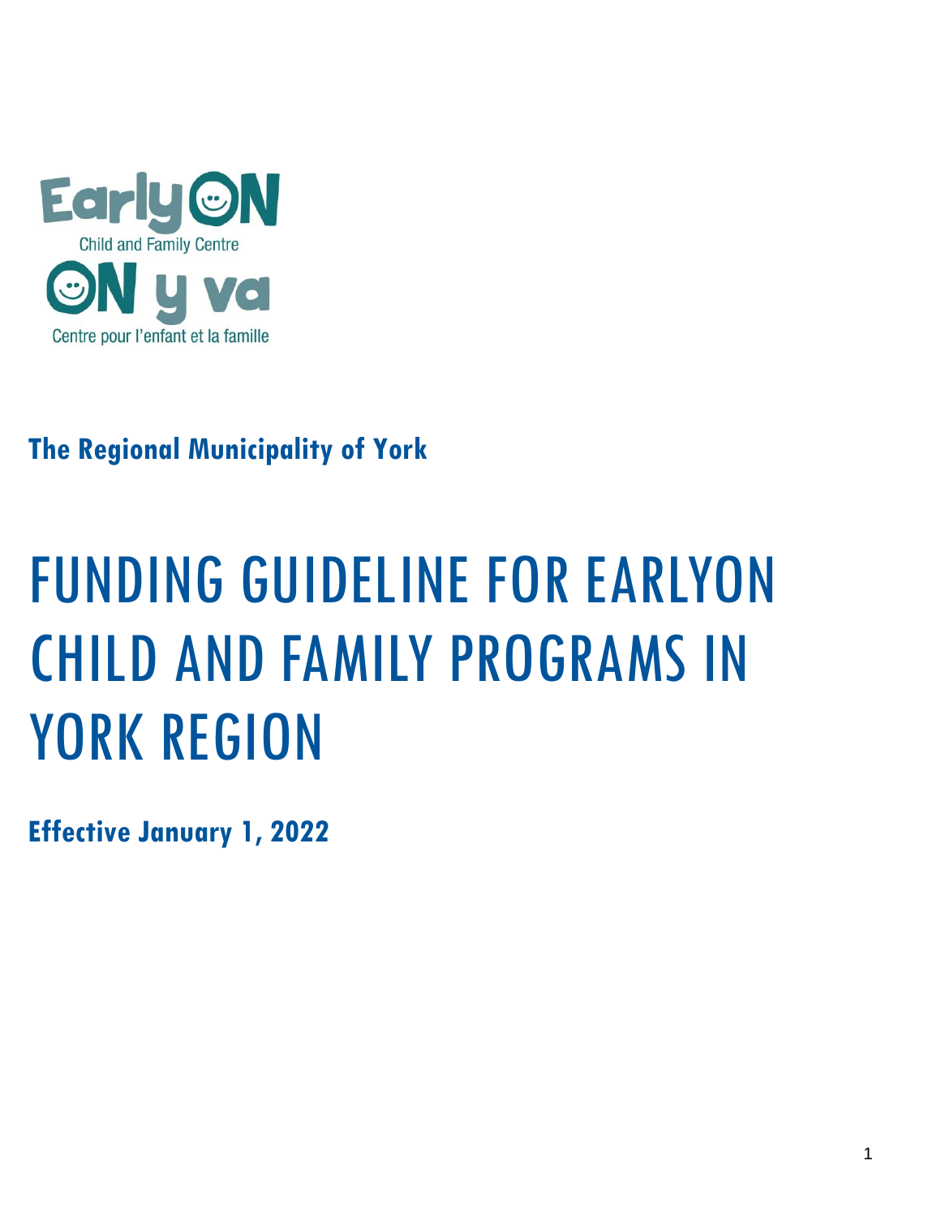EarlyON
Child and Family Centre
ON y va
Centre pour l'enfant et la famille

**The Regional Municipality of York**

# FUNDING GUIDELINE FOR EARLYON CHILD AND FAMILY PROGRAMS IN YORK REGION

**Effective January 1, 2022**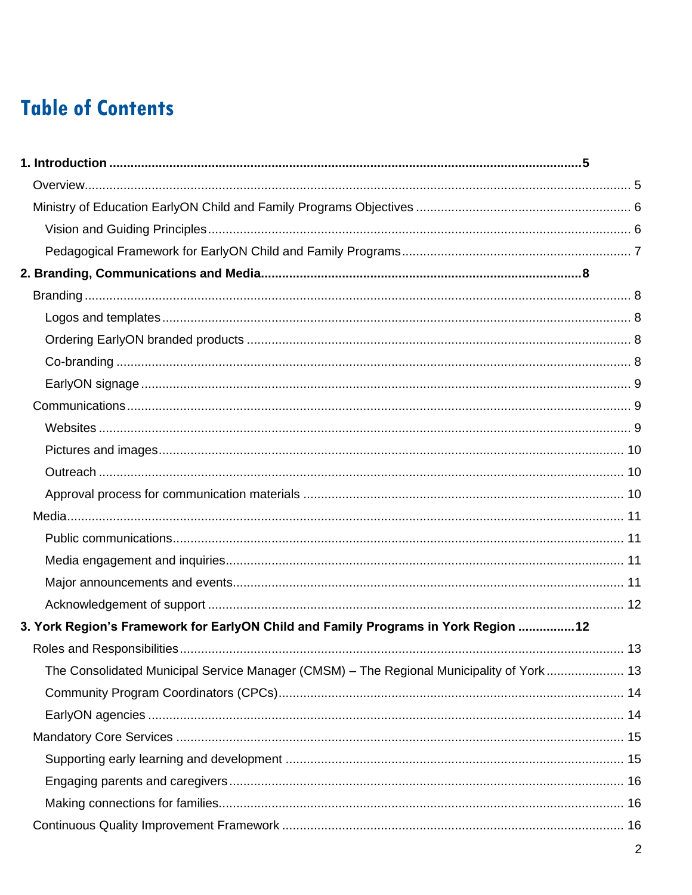# Table of Contents

**1. Introduction ........................................................................ 5**

- Overview ........................................................................ 5
- Ministry of Education EarlyON Child and Family Programs Objectives ........................................................................ 6
  - Vision and Guiding Principles ........................................................................ 6
  - Pedagogical Framework for EarlyON Child and Family Programs ........................................................................ 7

**2. Branding, Communications and Media ........................................................................ 8**

- Branding ........................................................................ 8
  - Logos and templates ........................................................................ 8
  - Ordering EarlyON branded products ........................................................................ 8
  - Co-branding ........................................................................ 8
  - EarlyON signage ........................................................................ 9
- Communications ........................................................................ 9
  - Websites ........................................................................ 9
  - Pictures and images ........................................................................ 10
  - Outreach ........................................................................ 10
  - Approval process for communication materials ........................................................................ 10
- Media ........................................................................ 11
  - Public communications ........................................................................ 11
  - Media engagement and inquiries ........................................................................ 11
  - Major announcements and events ........................................................................ 11
  - Acknowledgement of support ........................................................................ 12

**3. York Region's Framework for EarlyON Child and Family Programs in York Region ................ 12**

- Roles and Responsibilities ........................................................................ 13
  - The Consolidated Municipal Service Manager (CMSM) – The Regional Municipality of York ........................................................................ 13
  - Community Program Coordinators (CPCs) ........................................................................ 14
  - EarlyON agencies ........................................................................ 14
- Mandatory Core Services ........................................................................ 15
  - Supporting early learning and development ........................................................................ 15
  - Engaging parents and caregivers ........................................................................ 16
  - Making connections for families ........................................................................ 16
- Continuous Quality Improvement Framework ........................................................................ 16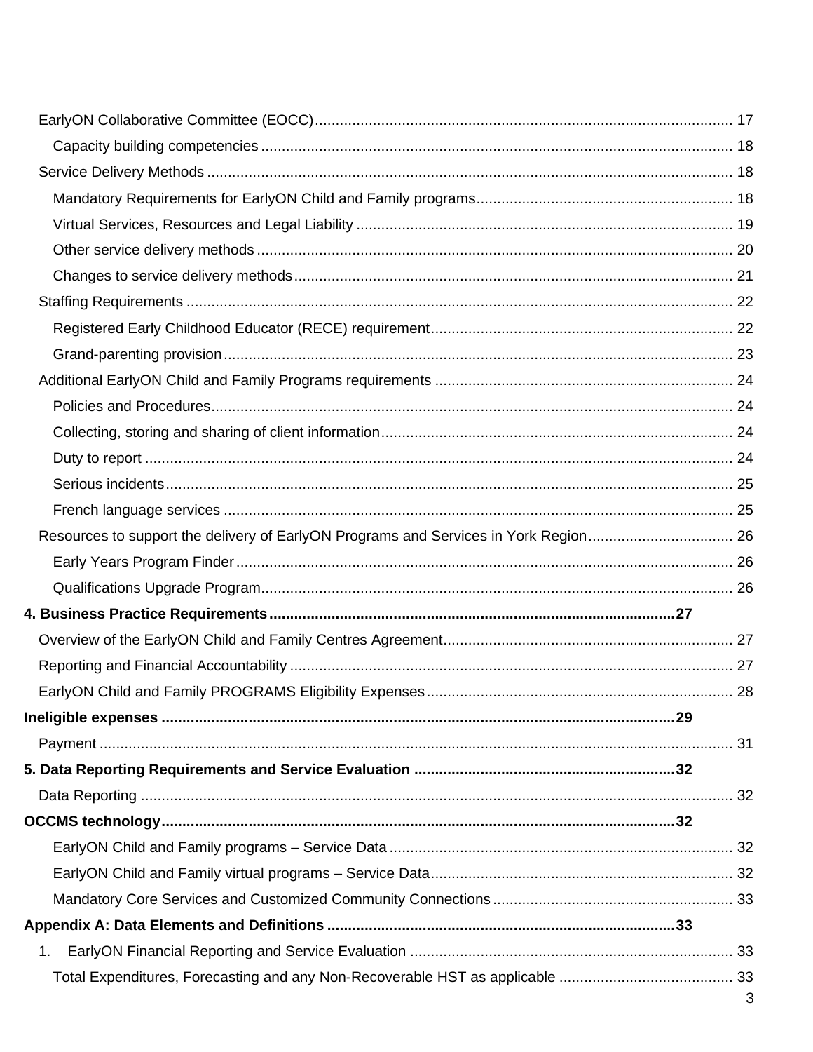- EarlyON Collaborative Committee (EOCC) ..... 17
  - Capacity building competencies ..... 18
- Service Delivery Methods ..... 18
  - Mandatory Requirements for EarlyON Child and Family programs ..... 18
  - Virtual Services, Resources and Legal Liability ..... 19
  - Other service delivery methods ..... 20
  - Changes to service delivery methods ..... 21
- Staffing Requirements ..... 22
  - Registered Early Childhood Educator (RECE) requirement ..... 22
  - Grand-parenting provision ..... 23
- Additional EarlyON Child and Family Programs requirements ..... 24
  - Policies and Procedures ..... 24
  - Collecting, storing and sharing of client information ..... 24
  - Duty to report ..... 24
  - Serious incidents ..... 25
  - French language services ..... 25
- Resources to support the delivery of EarlyON Programs and Services in York Region ..... 26
  - Early Years Program Finder ..... 26
  - Qualifications Upgrade Program ..... 26

**4. Business Practice Requirements ..... 27**

- Overview of the EarlyON Child and Family Centres Agreement ..... 27
- Reporting and Financial Accountability ..... 27
- EarlyON Child and Family PROGRAMS Eligibility Expenses ..... 28

**Ineligible expenses ..... 29**

- Payment ..... 31

**5. Data Reporting Requirements and Service Evaluation ..... 32**

- Data Reporting ..... 32

**OCCMS technology ..... 32**

- EarlyON Child and Family programs – Service Data ..... 32
- EarlyON Child and Family virtual programs – Service Data ..... 32
- Mandatory Core Services and Customized Community Connections ..... 33

**Appendix A: Data Elements and Definitions ..... 33**

1. EarlyON Financial Reporting and Service Evaluation ..... 33
   - Total Expenditures, Forecasting and any Non-Recoverable HST as applicable ..... 33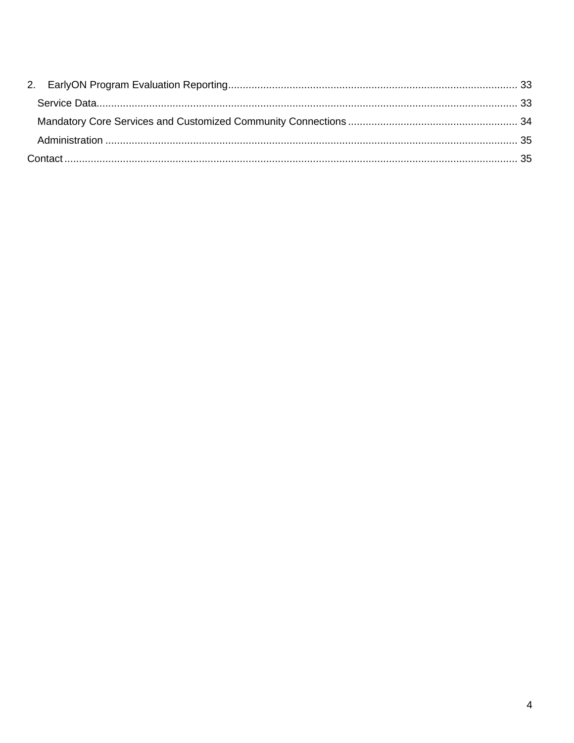2. EarlyON Program Evaluation Reporting ..... 33

Service Data ..... 33

Mandatory Core Services and Customized Community Connections ..... 34

Administration ..... 35

Contact ..... 35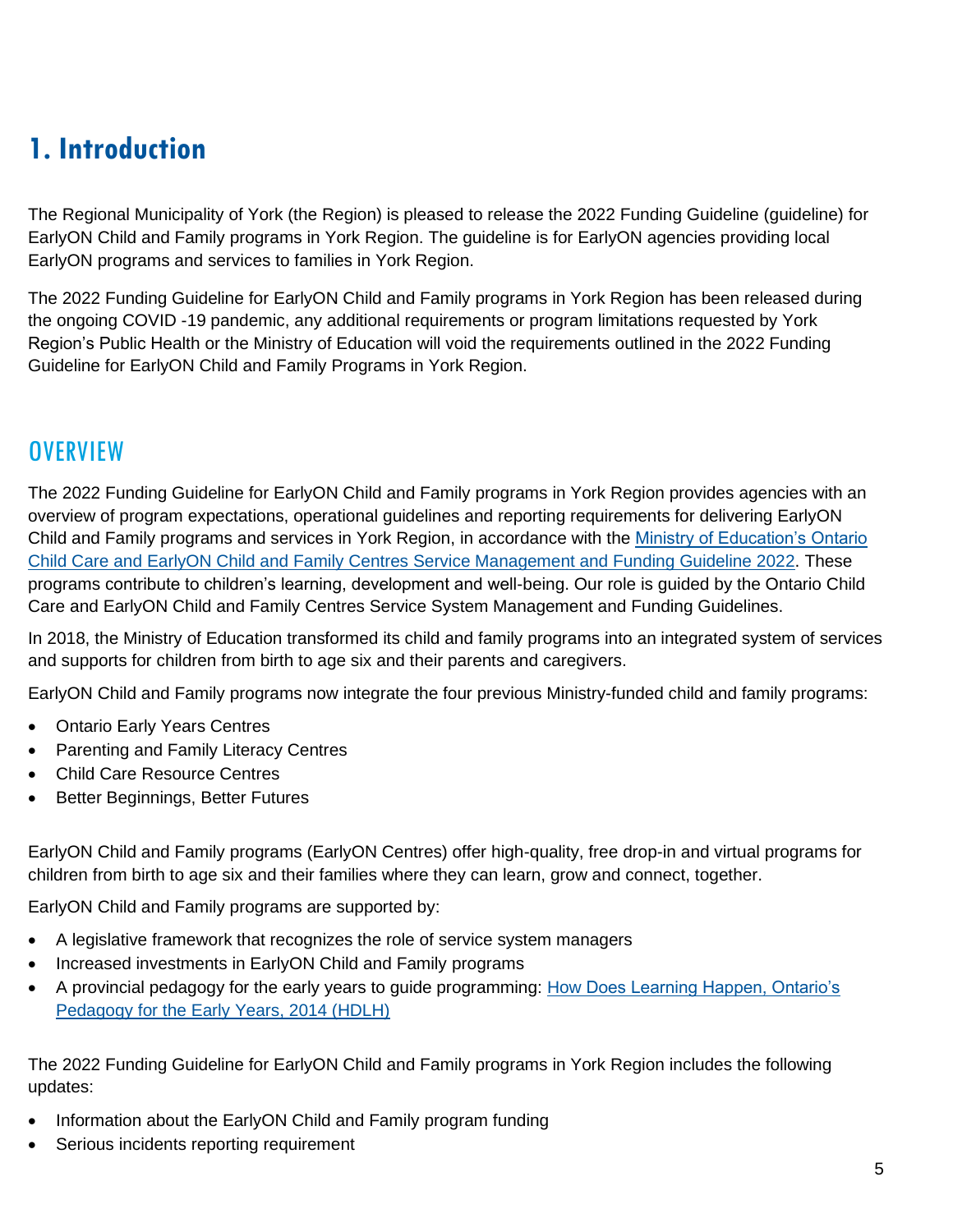# 1. Introduction

The Regional Municipality of York (the Region) is pleased to release the 2022 Funding Guideline (guideline) for EarlyON Child and Family programs in York Region. The guideline is for EarlyON agencies providing local EarlyON programs and services to families in York Region.

The 2022 Funding Guideline for EarlyON Child and Family programs in York Region has been released during the ongoing COVID -19 pandemic, any additional requirements or program limitations requested by York Region's Public Health or the Ministry of Education will void the requirements outlined in the 2022 Funding Guideline for EarlyON Child and Family Programs in York Region.

## OVERVIEW

The 2022 Funding Guideline for EarlyON Child and Family programs in York Region provides agencies with an overview of program expectations, operational guidelines and reporting requirements for delivering EarlyON Child and Family programs and services in York Region, in accordance with the Ministry of Education's Ontario Child Care and EarlyON Child and Family Centres Service Management and Funding Guideline 2022. These programs contribute to children's learning, development and well-being. Our role is guided by the Ontario Child Care and EarlyON Child and Family Centres Service System Management and Funding Guidelines.

In 2018, the Ministry of Education transformed its child and family programs into an integrated system of services and supports for children from birth to age six and their parents and caregivers.

EarlyON Child and Family programs now integrate the four previous Ministry-funded child and family programs:

- Ontario Early Years Centres
- Parenting and Family Literacy Centres
- Child Care Resource Centres
- Better Beginnings, Better Futures

EarlyON Child and Family programs (EarlyON Centres) offer high-quality, free drop-in and virtual programs for children from birth to age six and their families where they can learn, grow and connect, together.

EarlyON Child and Family programs are supported by:

- A legislative framework that recognizes the role of service system managers
- Increased investments in EarlyON Child and Family programs
- A provincial pedagogy for the early years to guide programming: How Does Learning Happen, Ontario's Pedagogy for the Early Years, 2014 (HDLH)

The 2022 Funding Guideline for EarlyON Child and Family programs in York Region includes the following updates:

- Information about the EarlyON Child and Family program funding
- Serious incidents reporting requirement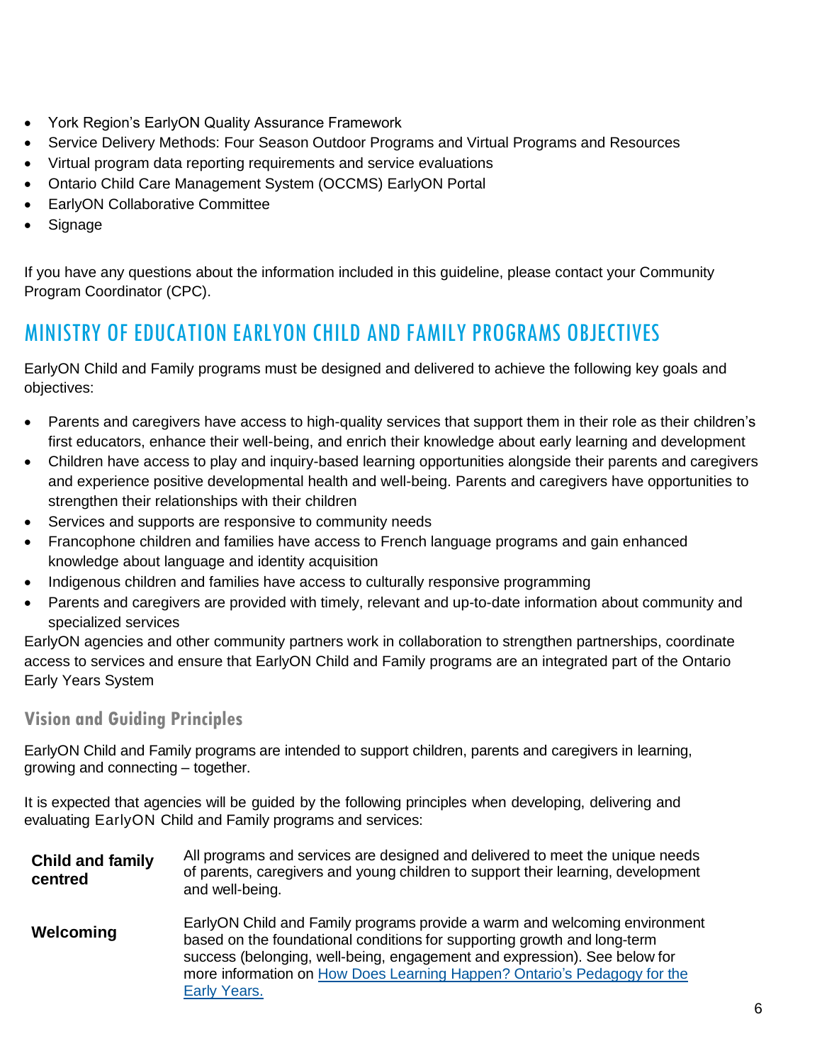- York Region's EarlyON Quality Assurance Framework
- Service Delivery Methods: Four Season Outdoor Programs and Virtual Programs and Resources
- Virtual program data reporting requirements and service evaluations
- Ontario Child Care Management System (OCCMS) EarlyON Portal
- EarlyON Collaborative Committee
- Signage

If you have any questions about the information included in this guideline, please contact your Community Program Coordinator (CPC).

## MINISTRY OF EDUCATION EARLYON CHILD AND FAMILY PROGRAMS OBJECTIVES

EarlyON Child and Family programs must be designed and delivered to achieve the following key goals and objectives:

- Parents and caregivers have access to high-quality services that support them in their role as their children's first educators, enhance their well-being, and enrich their knowledge about early learning and development
- Children have access to play and inquiry-based learning opportunities alongside their parents and caregivers and experience positive developmental health and well-being. Parents and caregivers have opportunities to strengthen their relationships with their children
- Services and supports are responsive to community needs
- Francophone children and families have access to French language programs and gain enhanced knowledge about language and identity acquisition
- Indigenous children and families have access to culturally responsive programming
- Parents and caregivers are provided with timely, relevant and up-to-date information about community and specialized services

EarlyON agencies and other community partners work in collaboration to strengthen partnerships, coordinate access to services and ensure that EarlyON Child and Family programs are an integrated part of the Ontario Early Years System

### Vision and Guiding Principles

EarlyON Child and Family programs are intended to support children, parents and caregivers in learning, growing and connecting – together.

It is expected that agencies will be guided by the following principles when developing, delivering and evaluating EarlyON Child and Family programs and services:

| | |
|---|---|
| **Child and family centred** | All programs and services are designed and delivered to meet the unique needs of parents, caregivers and young children to support their learning, development and well-being. |
| **Welcoming** | EarlyON Child and Family programs provide a warm and welcoming environment based on the foundational conditions for supporting growth and long-term success (belonging, well-being, engagement and expression). See below for more information on [How Does Learning Happen? Ontario's Pedagogy for the Early Years.]() |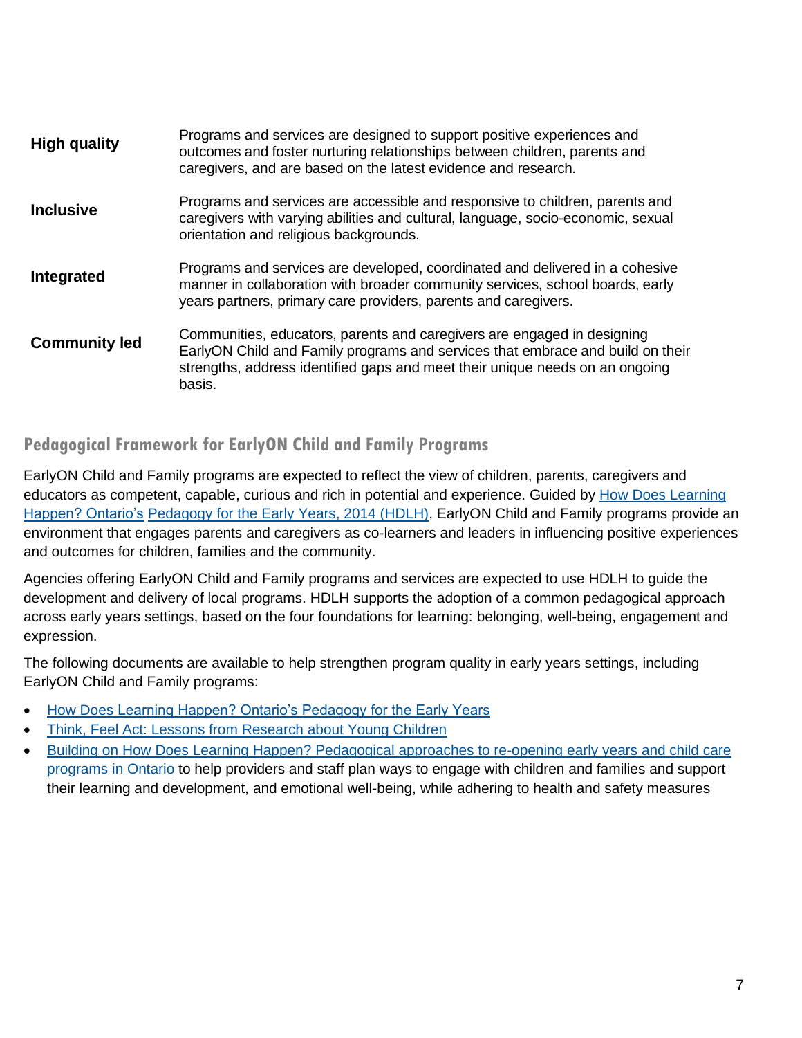| | |
|---|---|
| **High quality** | Programs and services are designed to support positive experiences and outcomes and foster nurturing relationships between children, parents and caregivers, and are based on the latest evidence and research. |
| **Inclusive** | Programs and services are accessible and responsive to children, parents and caregivers with varying abilities and cultural, language, socio-economic, sexual orientation and religious backgrounds. |
| **Integrated** | Programs and services are developed, coordinated and delivered in a cohesive manner in collaboration with broader community services, school boards, early years partners, primary care providers, parents and caregivers. |
| **Community led** | Communities, educators, parents and caregivers are engaged in designing EarlyON Child and Family programs and services that embrace and build on their strengths, address identified gaps and meet their unique needs on an ongoing basis. |

## Pedagogical Framework for EarlyON Child and Family Programs

EarlyON Child and Family programs are expected to reflect the view of children, parents, caregivers and educators as competent, capable, curious and rich in potential and experience. Guided by How Does Learning Happen? Ontario's Pedagogy for the Early Years, 2014 (HDLH), EarlyON Child and Family programs provide an environment that engages parents and caregivers as co-learners and leaders in influencing positive experiences and outcomes for children, families and the community.

Agencies offering EarlyON Child and Family programs and services are expected to use HDLH to guide the development and delivery of local programs. HDLH supports the adoption of a common pedagogical approach across early years settings, based on the four foundations for learning: belonging, well-being, engagement and expression.

The following documents are available to help strengthen program quality in early years settings, including EarlyON Child and Family programs:

- How Does Learning Happen? Ontario's Pedagogy for the Early Years
- Think, Feel Act: Lessons from Research about Young Children
- Building on How Does Learning Happen? Pedagogical approaches to re-opening early years and child care programs in Ontario to help providers and staff plan ways to engage with children and families and support their learning and development, and emotional well-being, while adhering to health and safety measures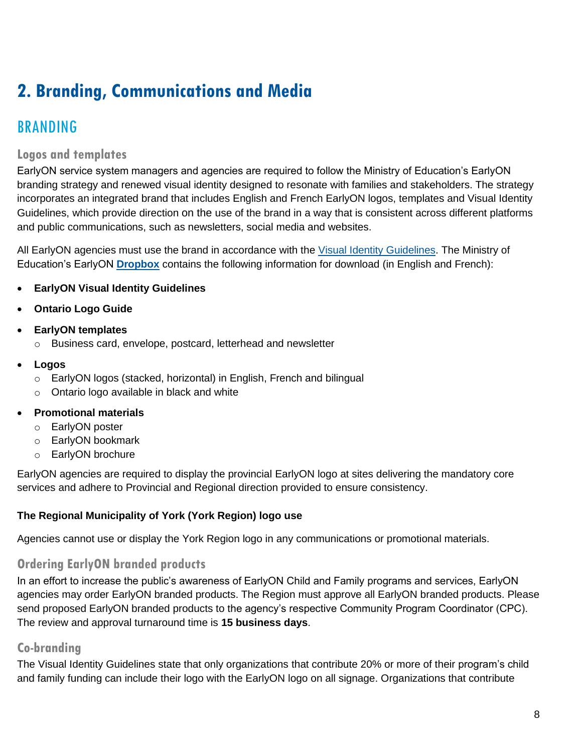# 2. Branding, Communications and Media

## BRANDING

### Logos and templates

EarlyON service system managers and agencies are required to follow the Ministry of Education's EarlyON branding strategy and renewed visual identity designed to resonate with families and stakeholders. The strategy incorporates an integrated brand that includes English and French EarlyON logos, templates and Visual Identity Guidelines, which provide direction on the use of the brand in a way that is consistent across different platforms and public communications, such as newsletters, social media and websites.

All EarlyON agencies must use the brand in accordance with the Visual Identity Guidelines. The Ministry of Education's EarlyON **Dropbox** contains the following information for download (in English and French):

- **EarlyON Visual Identity Guidelines**
- **Ontario Logo Guide**
- **EarlyON templates**
  - Business card, envelope, postcard, letterhead and newsletter
- **Logos**
  - EarlyON logos (stacked, horizontal) in English, French and bilingual
  - Ontario logo available in black and white
- **Promotional materials**
  - EarlyON poster
  - EarlyON bookmark
  - EarlyON brochure

EarlyON agencies are required to display the provincial EarlyON logo at sites delivering the mandatory core services and adhere to Provincial and Regional direction provided to ensure consistency.

**The Regional Municipality of York (York Region) logo use**

Agencies cannot use or display the York Region logo in any communications or promotional materials.

### Ordering EarlyON branded products

In an effort to increase the public's awareness of EarlyON Child and Family programs and services, EarlyON agencies may order EarlyON branded products. The Region must approve all EarlyON branded products. Please send proposed EarlyON branded products to the agency's respective Community Program Coordinator (CPC). The review and approval turnaround time is **15 business days**.

### Co-branding

The Visual Identity Guidelines state that only organizations that contribute 20% or more of their program's child and family funding can include their logo with the EarlyON logo on all signage. Organizations that contribute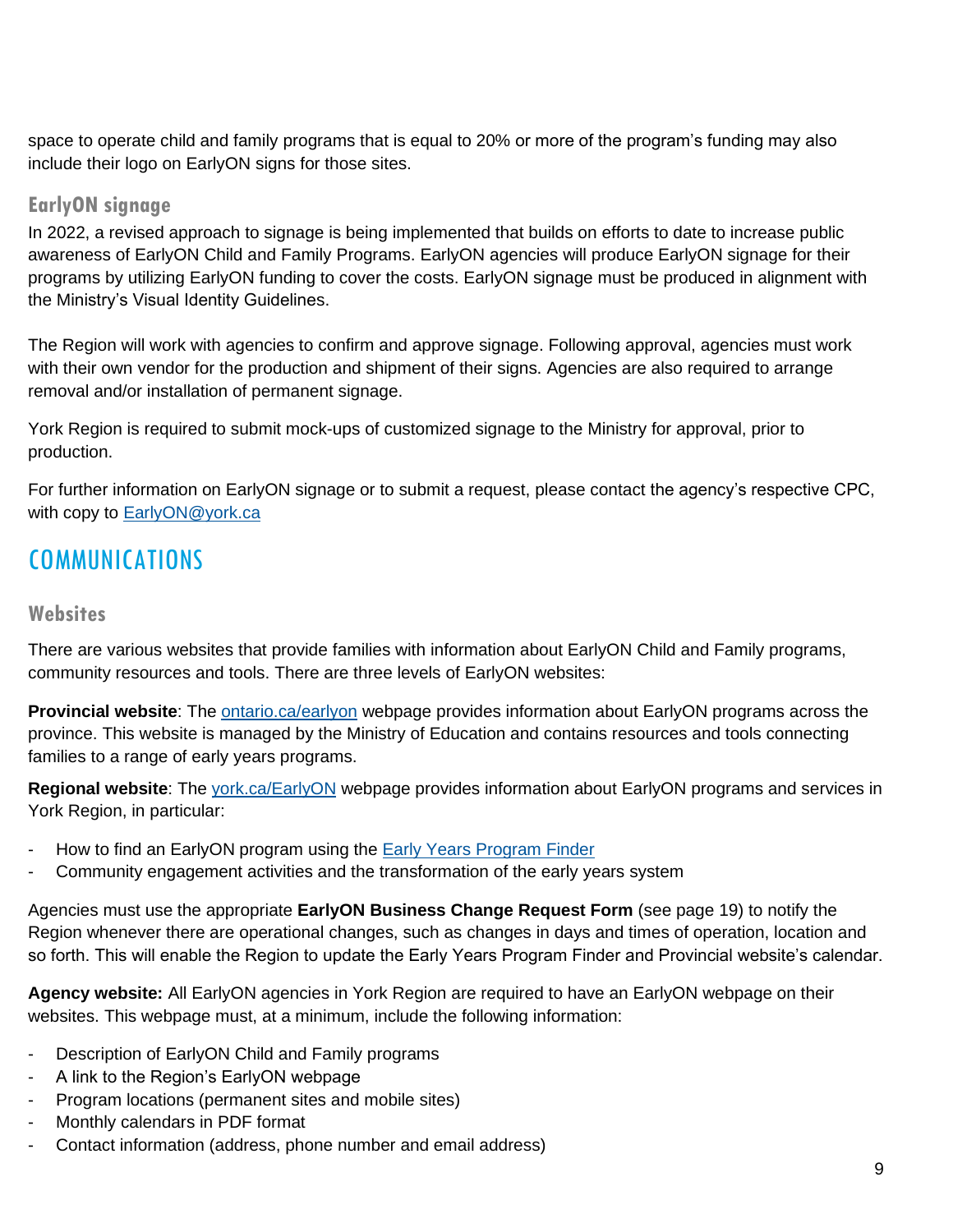space to operate child and family programs that is equal to 20% or more of the program's funding may also include their logo on EarlyON signs for those sites.

### EarlyON signage

In 2022, a revised approach to signage is being implemented that builds on efforts to date to increase public awareness of EarlyON Child and Family Programs. EarlyON agencies will produce EarlyON signage for their programs by utilizing EarlyON funding to cover the costs. EarlyON signage must be produced in alignment with the Ministry's Visual Identity Guidelines.

The Region will work with agencies to confirm and approve signage. Following approval, agencies must work with their own vendor for the production and shipment of their signs. Agencies are also required to arrange removal and/or installation of permanent signage.

York Region is required to submit mock-ups of customized signage to the Ministry for approval, prior to production.

For further information on EarlyON signage or to submit a request, please contact the agency's respective CPC, with copy to [EarlyON@york.ca](mailto:EarlyON@york.ca)

## COMMUNICATIONS

### Websites

There are various websites that provide families with information about EarlyON Child and Family programs, community resources and tools. There are three levels of EarlyON websites:

**Provincial website**: The ontario.ca/earlyon webpage provides information about EarlyON programs across the province. This website is managed by the Ministry of Education and contains resources and tools connecting families to a range of early years programs.

**Regional website**: The york.ca/EarlyON webpage provides information about EarlyON programs and services in York Region, in particular:

- How to find an EarlyON program using the Early Years Program Finder
- Community engagement activities and the transformation of the early years system

Agencies must use the appropriate **EarlyON Business Change Request Form** (see page 19) to notify the Region whenever there are operational changes, such as changes in days and times of operation, location and so forth. This will enable the Region to update the Early Years Program Finder and Provincial website's calendar.

**Agency website:** All EarlyON agencies in York Region are required to have an EarlyON webpage on their websites. This webpage must, at a minimum, include the following information:

- Description of EarlyON Child and Family programs
- A link to the Region's EarlyON webpage
- Program locations (permanent sites and mobile sites)
- Monthly calendars in PDF format
- Contact information (address, phone number and email address)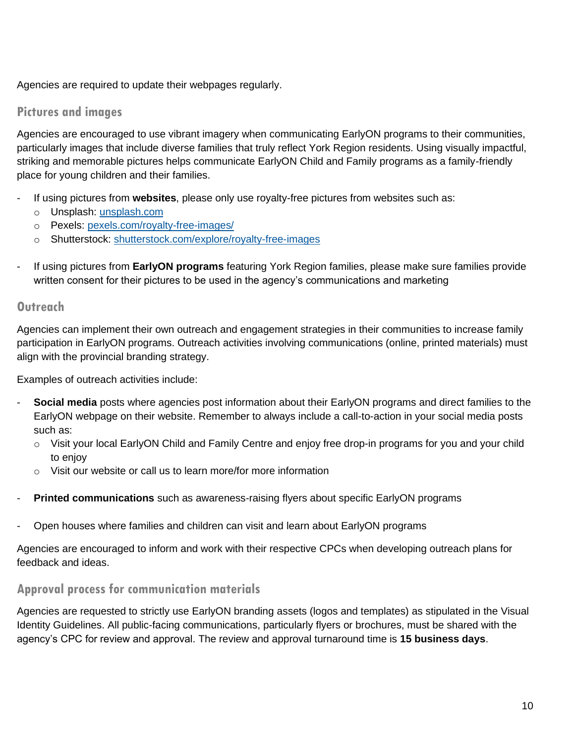Agencies are required to update their webpages regularly.

### Pictures and images

Agencies are encouraged to use vibrant imagery when communicating EarlyON programs to their communities, particularly images that include diverse families that truly reflect York Region residents. Using visually impactful, striking and memorable pictures helps communicate EarlyON Child and Family programs as a family-friendly place for young children and their families.

- If using pictures from **websites**, please only use royalty-free pictures from websites such as:
  - Unsplash: [unsplash.com](unsplash.com)
  - Pexels: [pexels.com/royalty-free-images/](pexels.com/royalty-free-images/)
  - Shutterstock: [shutterstock.com/explore/royalty-free-images](shutterstock.com/explore/royalty-free-images)
- If using pictures from **EarlyON programs** featuring York Region families, please make sure families provide written consent for their pictures to be used in the agency's communications and marketing

### Outreach

Agencies can implement their own outreach and engagement strategies in their communities to increase family participation in EarlyON programs. Outreach activities involving communications (online, printed materials) must align with the provincial branding strategy.

Examples of outreach activities include:

- **Social media** posts where agencies post information about their EarlyON programs and direct families to the EarlyON webpage on their website. Remember to always include a call-to-action in your social media posts such as:
  - Visit your local EarlyON Child and Family Centre and enjoy free drop-in programs for you and your child to enjoy
  - Visit our website or call us to learn more/for more information
- **Printed communications** such as awareness-raising flyers about specific EarlyON programs
- Open houses where families and children can visit and learn about EarlyON programs

Agencies are encouraged to inform and work with their respective CPCs when developing outreach plans for feedback and ideas.

### Approval process for communication materials

Agencies are requested to strictly use EarlyON branding assets (logos and templates) as stipulated in the Visual Identity Guidelines. All public-facing communications, particularly flyers or brochures, must be shared with the agency's CPC for review and approval. The review and approval turnaround time is **15 business days**.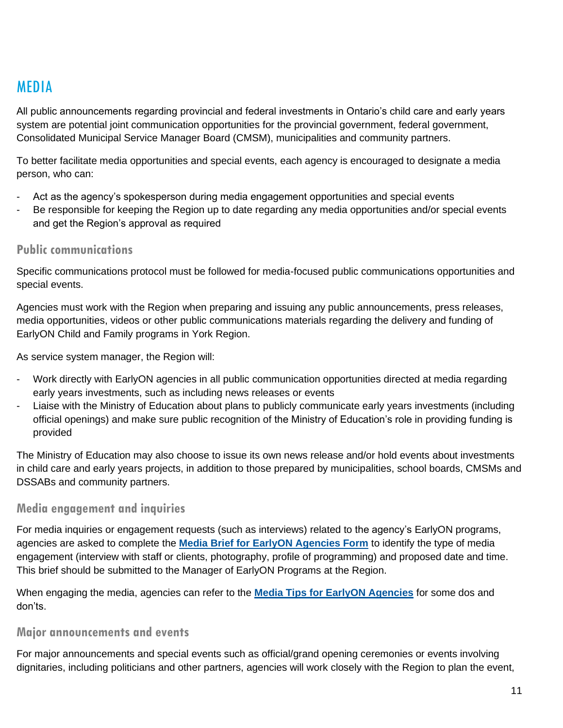# MEDIA

All public announcements regarding provincial and federal investments in Ontario's child care and early years system are potential joint communication opportunities for the provincial government, federal government, Consolidated Municipal Service Manager Board (CMSM), municipalities and community partners.

To better facilitate media opportunities and special events, each agency is encouraged to designate a media person, who can:

- Act as the agency's spokesperson during media engagement opportunities and special events
- Be responsible for keeping the Region up to date regarding any media opportunities and/or special events and get the Region's approval as required

## Public communications

Specific communications protocol must be followed for media-focused public communications opportunities and special events.

Agencies must work with the Region when preparing and issuing any public announcements, press releases, media opportunities, videos or other public communications materials regarding the delivery and funding of EarlyON Child and Family programs in York Region.

As service system manager, the Region will:

- Work directly with EarlyON agencies in all public communication opportunities directed at media regarding early years investments, such as including news releases or events
- Liaise with the Ministry of Education about plans to publicly communicate early years investments (including official openings) and make sure public recognition of the Ministry of Education's role in providing funding is provided

The Ministry of Education may also choose to issue its own news release and/or hold events about investments in child care and early years projects, in addition to those prepared by municipalities, school boards, CMSMs and DSSABs and community partners.

## Media engagement and inquiries

For media inquiries or engagement requests (such as interviews) related to the agency's EarlyON programs, agencies are asked to complete the **Media Brief for EarlyON Agencies Form** to identify the type of media engagement (interview with staff or clients, photography, profile of programming) and proposed date and time. This brief should be submitted to the Manager of EarlyON Programs at the Region.

When engaging the media, agencies can refer to the **Media Tips for EarlyON Agencies** for some dos and don'ts.

## Major announcements and events

For major announcements and special events such as official/grand opening ceremonies or events involving dignitaries, including politicians and other partners, agencies will work closely with the Region to plan the event,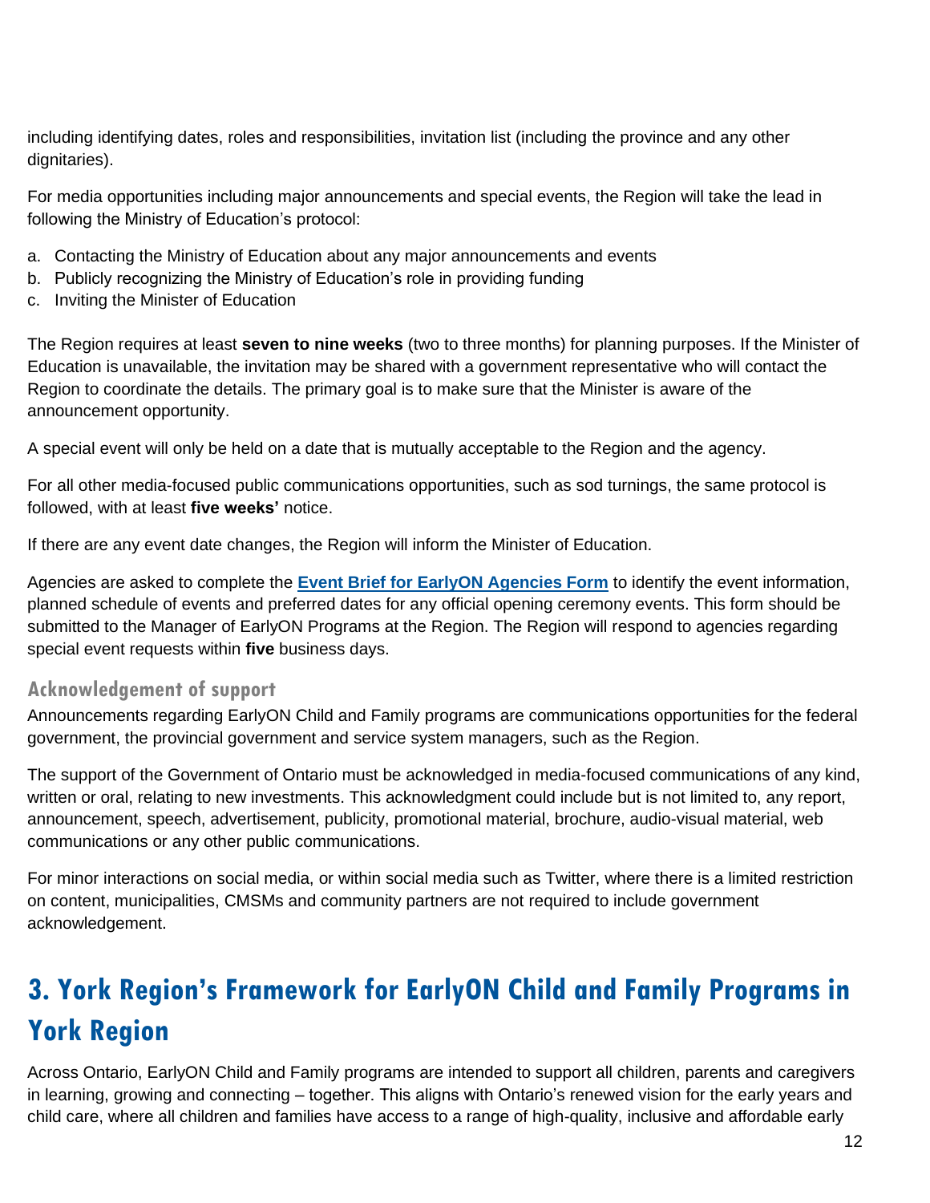including identifying dates, roles and responsibilities, invitation list (including the province and any other dignitaries).

For media opportunities including major announcements and special events, the Region will take the lead in following the Ministry of Education's protocol:

a. Contacting the Ministry of Education about any major announcements and events
b. Publicly recognizing the Ministry of Education's role in providing funding
c. Inviting the Minister of Education

The Region requires at least **seven to nine weeks** (two to three months) for planning purposes. If the Minister of Education is unavailable, the invitation may be shared with a government representative who will contact the Region to coordinate the details. The primary goal is to make sure that the Minister is aware of the announcement opportunity.

A special event will only be held on a date that is mutually acceptable to the Region and the agency.

For all other media-focused public communications opportunities, such as sod turnings, the same protocol is followed, with at least **five weeks'** notice.

If there are any event date changes, the Region will inform the Minister of Education.

Agencies are asked to complete the **Event Brief for EarlyON Agencies Form** to identify the event information, planned schedule of events and preferred dates for any official opening ceremony events. This form should be submitted to the Manager of EarlyON Programs at the Region. The Region will respond to agencies regarding special event requests within **five** business days.

### Acknowledgement of support

Announcements regarding EarlyON Child and Family programs are communications opportunities for the federal government, the provincial government and service system managers, such as the Region.

The support of the Government of Ontario must be acknowledged in media-focused communications of any kind, written or oral, relating to new investments. This acknowledgment could include but is not limited to, any report, announcement, speech, advertisement, publicity, promotional material, brochure, audio-visual material, web communications or any other public communications.

For minor interactions on social media, or within social media such as Twitter, where there is a limited restriction on content, municipalities, CMSMs and community partners are not required to include government acknowledgement.

## 3. York Region's Framework for EarlyON Child and Family Programs in York Region

Across Ontario, EarlyON Child and Family programs are intended to support all children, parents and caregivers in learning, growing and connecting – together. This aligns with Ontario's renewed vision for the early years and child care, where all children and families have access to a range of high-quality, inclusive and affordable early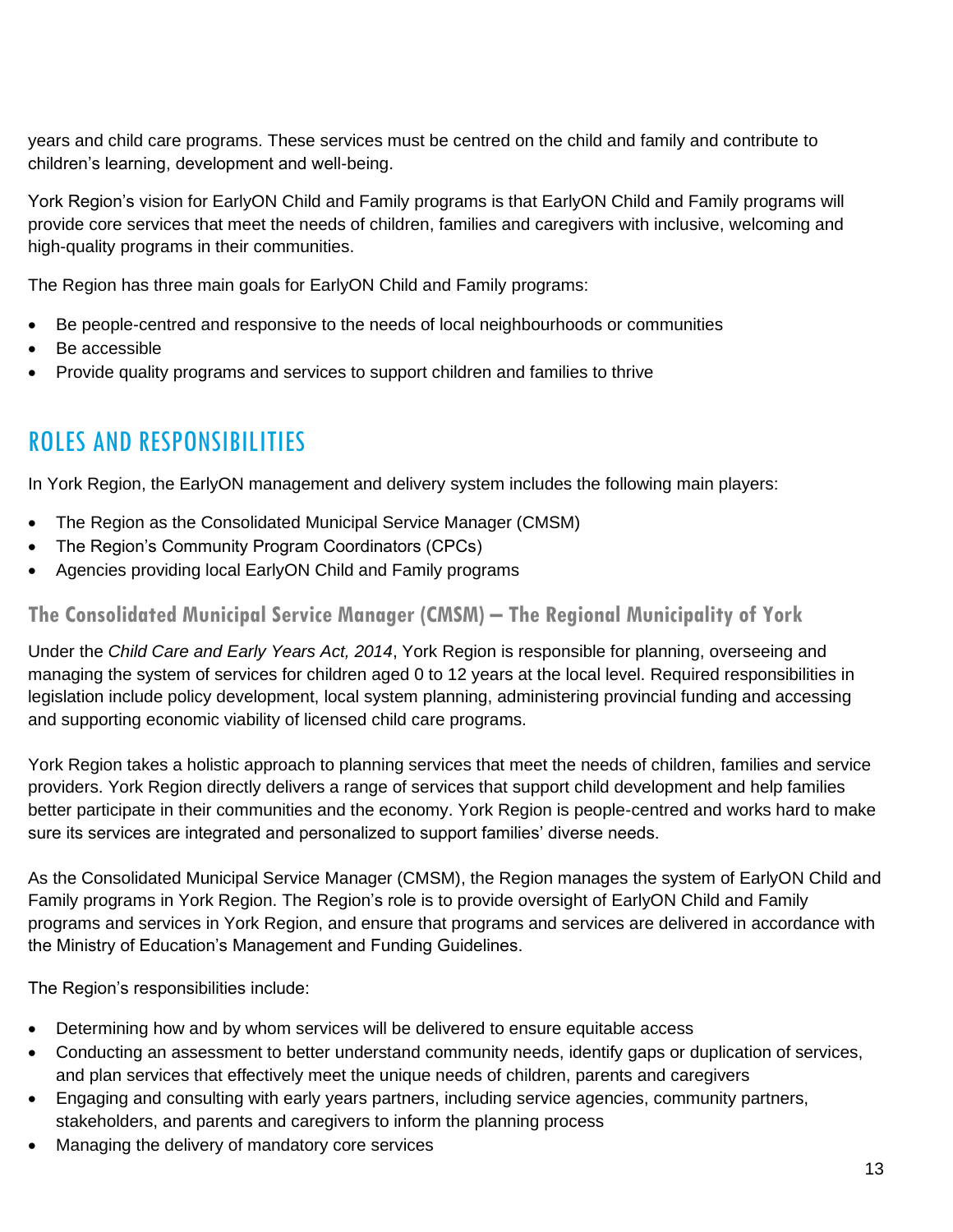years and child care programs. These services must be centred on the child and family and contribute to children's learning, development and well-being.

York Region's vision for EarlyON Child and Family programs is that EarlyON Child and Family programs will provide core services that meet the needs of children, families and caregivers with inclusive, welcoming and high-quality programs in their communities.

The Region has three main goals for EarlyON Child and Family programs:

- Be people-centred and responsive to the needs of local neighbourhoods or communities
- Be accessible
- Provide quality programs and services to support children and families to thrive

## ROLES AND RESPONSIBILITIES

In York Region, the EarlyON management and delivery system includes the following main players:

- The Region as the Consolidated Municipal Service Manager (CMSM)
- The Region's Community Program Coordinators (CPCs)
- Agencies providing local EarlyON Child and Family programs

### The Consolidated Municipal Service Manager (CMSM) – The Regional Municipality of York

Under the *Child Care and Early Years Act, 2014*, York Region is responsible for planning, overseeing and managing the system of services for children aged 0 to 12 years at the local level. Required responsibilities in legislation include policy development, local system planning, administering provincial funding and accessing and supporting economic viability of licensed child care programs.

York Region takes a holistic approach to planning services that meet the needs of children, families and service providers. York Region directly delivers a range of services that support child development and help families better participate in their communities and the economy. York Region is people-centred and works hard to make sure its services are integrated and personalized to support families' diverse needs.

As the Consolidated Municipal Service Manager (CMSM), the Region manages the system of EarlyON Child and Family programs in York Region. The Region's role is to provide oversight of EarlyON Child and Family programs and services in York Region, and ensure that programs and services are delivered in accordance with the Ministry of Education's Management and Funding Guidelines.

The Region's responsibilities include:

- Determining how and by whom services will be delivered to ensure equitable access
- Conducting an assessment to better understand community needs, identify gaps or duplication of services, and plan services that effectively meet the unique needs of children, parents and caregivers
- Engaging and consulting with early years partners, including service agencies, community partners, stakeholders, and parents and caregivers to inform the planning process
- Managing the delivery of mandatory core services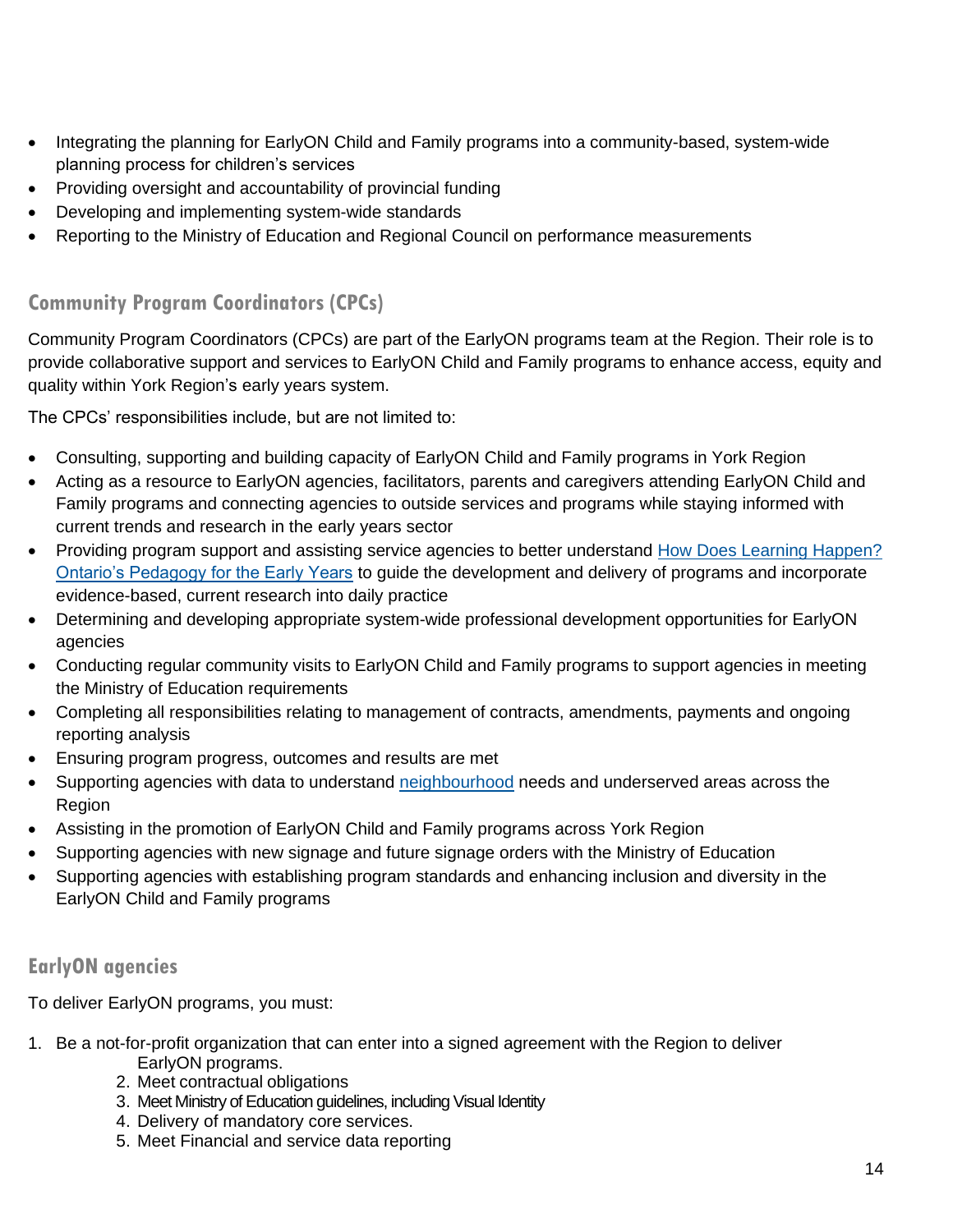- Integrating the planning for EarlyON Child and Family programs into a community-based, system-wide planning process for children's services
- Providing oversight and accountability of provincial funding
- Developing and implementing system-wide standards
- Reporting to the Ministry of Education and Regional Council on performance measurements

## Community Program Coordinators (CPCs)

Community Program Coordinators (CPCs) are part of the EarlyON programs team at the Region. Their role is to provide collaborative support and services to EarlyON Child and Family programs to enhance access, equity and quality within York Region's early years system.

The CPCs' responsibilities include, but are not limited to:

- Consulting, supporting and building capacity of EarlyON Child and Family programs in York Region
- Acting as a resource to EarlyON agencies, facilitators, parents and caregivers attending EarlyON Child and Family programs and connecting agencies to outside services and programs while staying informed with current trends and research in the early years sector
- Providing program support and assisting service agencies to better understand How Does Learning Happen? Ontario's Pedagogy for the Early Years to guide the development and delivery of programs and incorporate evidence-based, current research into daily practice
- Determining and developing appropriate system-wide professional development opportunities for EarlyON agencies
- Conducting regular community visits to EarlyON Child and Family programs to support agencies in meeting the Ministry of Education requirements
- Completing all responsibilities relating to management of contracts, amendments, payments and ongoing reporting analysis
- Ensuring program progress, outcomes and results are met
- Supporting agencies with data to understand neighbourhood needs and underserved areas across the Region
- Assisting in the promotion of EarlyON Child and Family programs across York Region
- Supporting agencies with new signage and future signage orders with the Ministry of Education
- Supporting agencies with establishing program standards and enhancing inclusion and diversity in the EarlyON Child and Family programs

## EarlyON agencies

To deliver EarlyON programs, you must:

1. Be a not-for-profit organization that can enter into a signed agreement with the Region to deliver EarlyON programs.
2. Meet contractual obligations
3. Meet Ministry of Education guidelines, including Visual Identity
4. Delivery of mandatory core services.
5. Meet Financial and service data reporting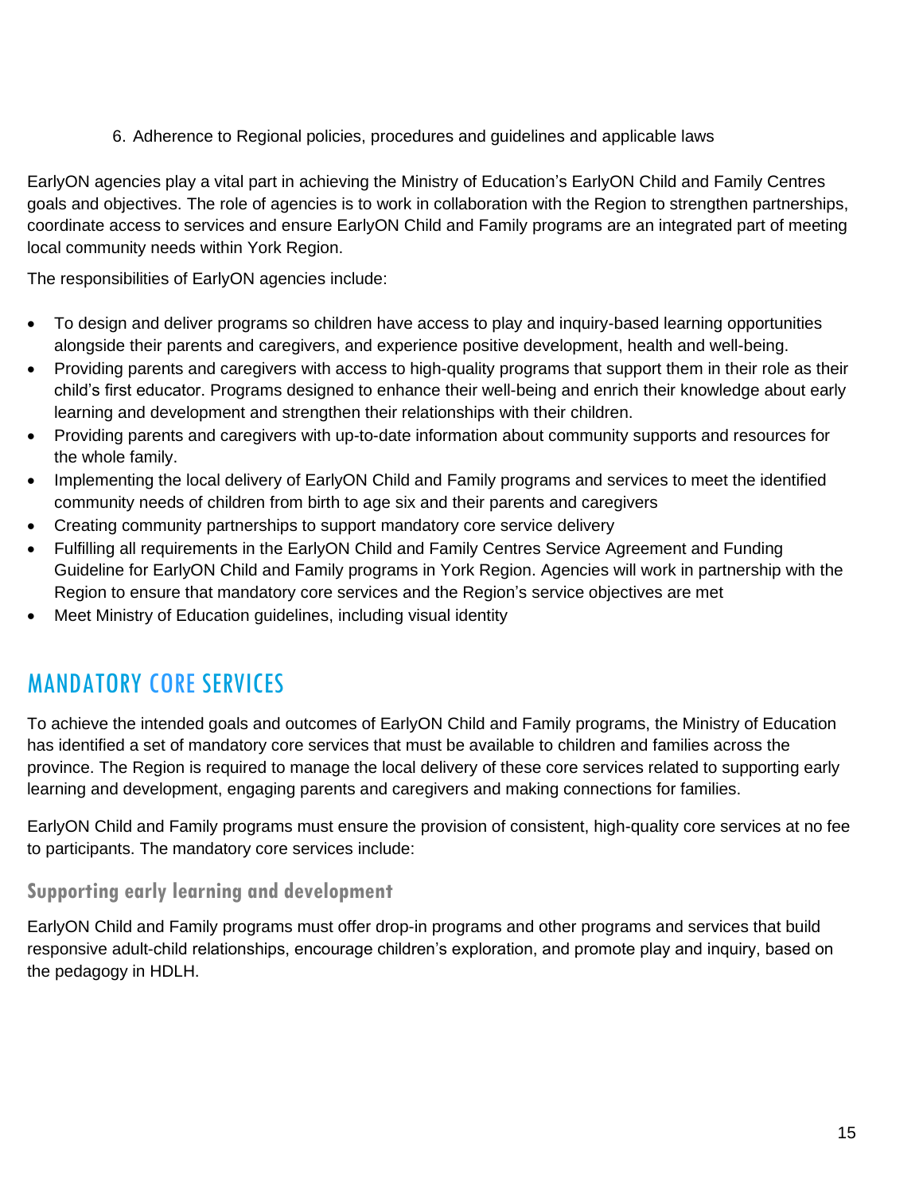6. Adherence to Regional policies, procedures and guidelines and applicable laws

EarlyON agencies play a vital part in achieving the Ministry of Education's EarlyON Child and Family Centres goals and objectives. The role of agencies is to work in collaboration with the Region to strengthen partnerships, coordinate access to services and ensure EarlyON Child and Family programs are an integrated part of meeting local community needs within York Region.

The responsibilities of EarlyON agencies include:

- To design and deliver programs so children have access to play and inquiry-based learning opportunities alongside their parents and caregivers, and experience positive development, health and well-being.
- Providing parents and caregivers with access to high-quality programs that support them in their role as their child's first educator. Programs designed to enhance their well-being and enrich their knowledge about early learning and development and strengthen their relationships with their children.
- Providing parents and caregivers with up-to-date information about community supports and resources for the whole family.
- Implementing the local delivery of EarlyON Child and Family programs and services to meet the identified community needs of children from birth to age six and their parents and caregivers
- Creating community partnerships to support mandatory core service delivery
- Fulfilling all requirements in the EarlyON Child and Family Centres Service Agreement and Funding Guideline for EarlyON Child and Family programs in York Region. Agencies will work in partnership with the Region to ensure that mandatory core services and the Region's service objectives are met
- Meet Ministry of Education guidelines, including visual identity

## MANDATORY CORE SERVICES

To achieve the intended goals and outcomes of EarlyON Child and Family programs, the Ministry of Education has identified a set of mandatory core services that must be available to children and families across the province. The Region is required to manage the local delivery of these core services related to supporting early learning and development, engaging parents and caregivers and making connections for families.

EarlyON Child and Family programs must ensure the provision of consistent, high-quality core services at no fee to participants. The mandatory core services include:

### Supporting early learning and development

EarlyON Child and Family programs must offer drop-in programs and other programs and services that build responsive adult-child relationships, encourage children's exploration, and promote play and inquiry, based on the pedagogy in HDLH.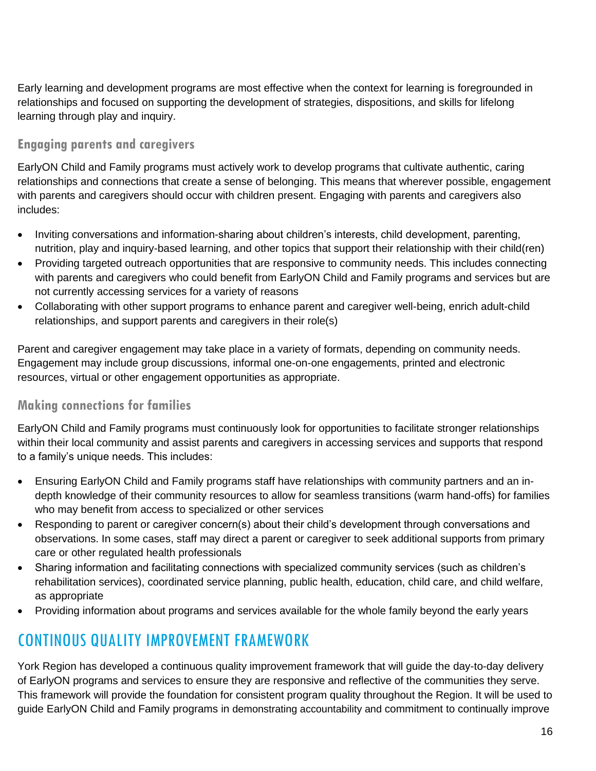Early learning and development programs are most effective when the context for learning is foregrounded in relationships and focused on supporting the development of strategies, dispositions, and skills for lifelong learning through play and inquiry.

### Engaging parents and caregivers

EarlyON Child and Family programs must actively work to develop programs that cultivate authentic, caring relationships and connections that create a sense of belonging. This means that wherever possible, engagement with parents and caregivers should occur with children present. Engaging with parents and caregivers also includes:

- Inviting conversations and information-sharing about children's interests, child development, parenting, nutrition, play and inquiry-based learning, and other topics that support their relationship with their child(ren)
- Providing targeted outreach opportunities that are responsive to community needs. This includes connecting with parents and caregivers who could benefit from EarlyON Child and Family programs and services but are not currently accessing services for a variety of reasons
- Collaborating with other support programs to enhance parent and caregiver well-being, enrich adult-child relationships, and support parents and caregivers in their role(s)

Parent and caregiver engagement may take place in a variety of formats, depending on community needs. Engagement may include group discussions, informal one-on-one engagements, printed and electronic resources, virtual or other engagement opportunities as appropriate.

### Making connections for families

EarlyON Child and Family programs must continuously look for opportunities to facilitate stronger relationships within their local community and assist parents and caregivers in accessing services and supports that respond to a family's unique needs. This includes:

- Ensuring EarlyON Child and Family programs staff have relationships with community partners and an in-depth knowledge of their community resources to allow for seamless transitions (warm hand-offs) for families who may benefit from access to specialized or other services
- Responding to parent or caregiver concern(s) about their child's development through conversations and observations. In some cases, staff may direct a parent or caregiver to seek additional supports from primary care or other regulated health professionals
- Sharing information and facilitating connections with specialized community services (such as children's rehabilitation services), coordinated service planning, public health, education, child care, and child welfare, as appropriate
- Providing information about programs and services available for the whole family beyond the early years

## CONTINOUS QUALITY IMPROVEMENT FRAMEWORK

York Region has developed a continuous quality improvement framework that will guide the day-to-day delivery of EarlyON programs and services to ensure they are responsive and reflective of the communities they serve. This framework will provide the foundation for consistent program quality throughout the Region. It will be used to guide EarlyON Child and Family programs in demonstrating accountability and commitment to continually improve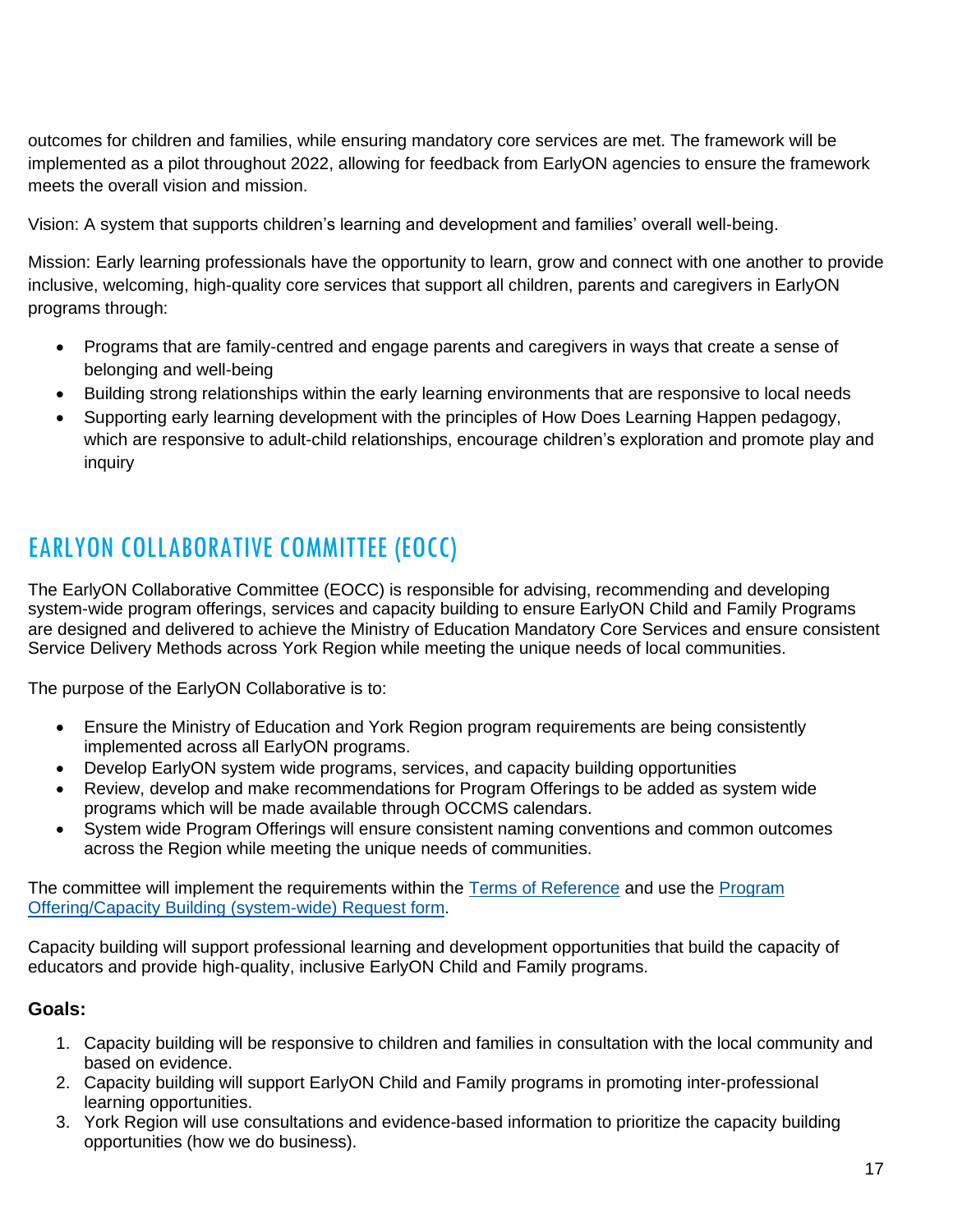outcomes for children and families, while ensuring mandatory core services are met. The framework will be implemented as a pilot throughout 2022, allowing for feedback from EarlyON agencies to ensure the framework meets the overall vision and mission.

Vision: A system that supports children's learning and development and families' overall well-being.

Mission: Early learning professionals have the opportunity to learn, grow and connect with one another to provide inclusive, welcoming, high-quality core services that support all children, parents and caregivers in EarlyON programs through:

- Programs that are family-centred and engage parents and caregivers in ways that create a sense of belonging and well-being
- Building strong relationships within the early learning environments that are responsive to local needs
- Supporting early learning development with the principles of How Does Learning Happen pedagogy, which are responsive to adult-child relationships, encourage children's exploration and promote play and inquiry

## EARLYON COLLABORATIVE COMMITTEE (EOCC)

The EarlyON Collaborative Committee (EOCC) is responsible for advising, recommending and developing system-wide program offerings, services and capacity building to ensure EarlyON Child and Family Programs are designed and delivered to achieve the Ministry of Education Mandatory Core Services and ensure consistent Service Delivery Methods across York Region while meeting the unique needs of local communities.

The purpose of the EarlyON Collaborative is to:

- Ensure the Ministry of Education and York Region program requirements are being consistently implemented across all EarlyON programs.
- Develop EarlyON system wide programs, services, and capacity building opportunities
- Review, develop and make recommendations for Program Offerings to be added as system wide programs which will be made available through OCCMS calendars.
- System wide Program Offerings will ensure consistent naming conventions and common outcomes across the Region while meeting the unique needs of communities.

The committee will implement the requirements within the Terms of Reference and use the Program Offering/Capacity Building (system-wide) Request form.

Capacity building will support professional learning and development opportunities that build the capacity of educators and provide high-quality, inclusive EarlyON Child and Family programs.

**Goals:**

1. Capacity building will be responsive to children and families in consultation with the local community and based on evidence.
2. Capacity building will support EarlyON Child and Family programs in promoting inter-professional learning opportunities.
3. York Region will use consultations and evidence-based information to prioritize the capacity building opportunities (how we do business).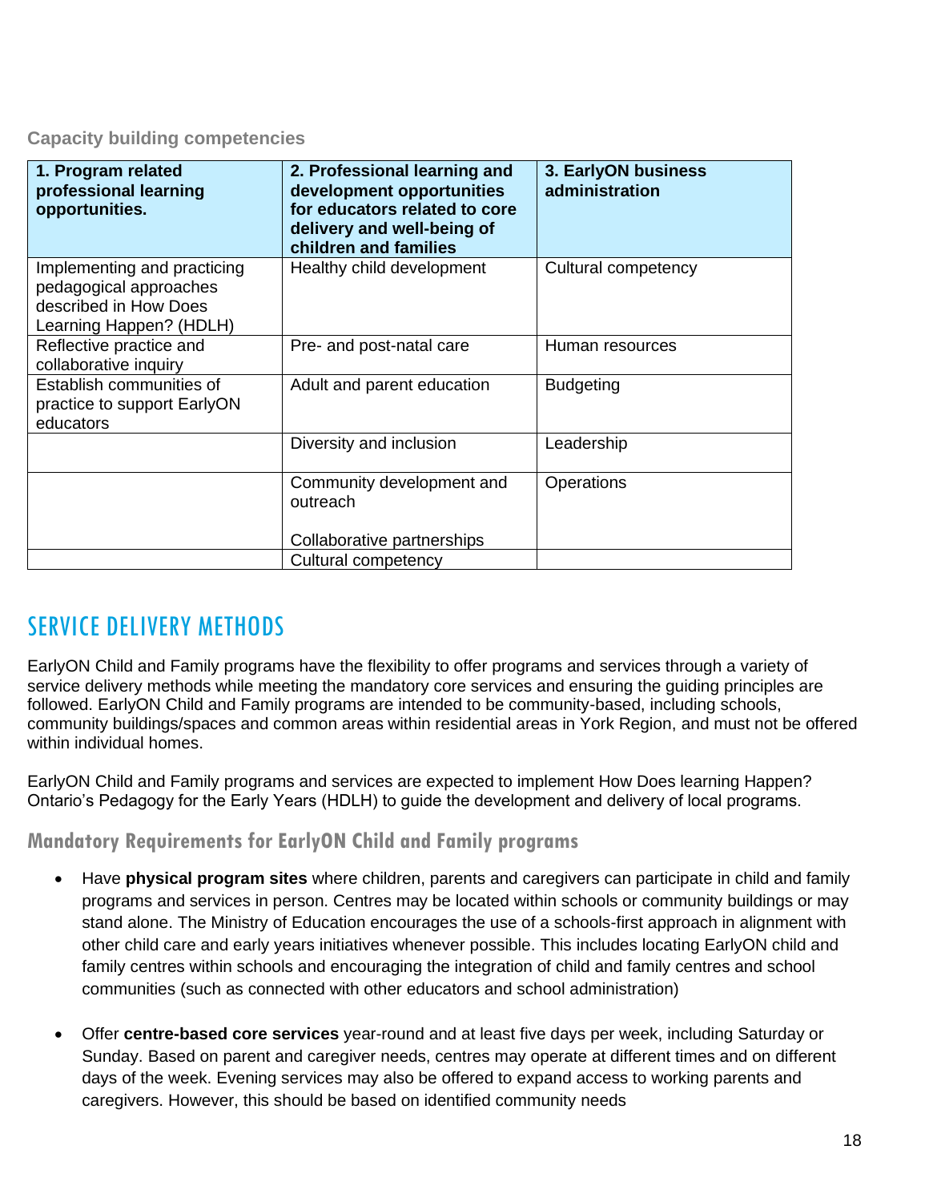### Capacity building competencies

| 1. Program related professional learning opportunities. | 2. Professional learning and development opportunities for educators related to core delivery and well-being of children and families | 3. EarlyON business administration |
|---|---|---|
| Implementing and practicing pedagogical approaches described in How Does Learning Happen? (HDLH) | Healthy child development | Cultural competency |
| Reflective practice and collaborative inquiry | Pre- and post-natal care | Human resources |
| Establish communities of practice to support EarlyON educators | Adult and parent education | Budgeting |
| | Diversity and inclusion | Leadership |
| | Community development and outreach<br><br>Collaborative partnerships | Operations |
| | Cultural competency | |

## SERVICE DELIVERY METHODS

EarlyON Child and Family programs have the flexibility to offer programs and services through a variety of service delivery methods while meeting the mandatory core services and ensuring the guiding principles are followed. EarlyON Child and Family programs are intended to be community-based, including schools, community buildings/spaces and common areas within residential areas in York Region, and must not be offered within individual homes.

EarlyON Child and Family programs and services are expected to implement How Does learning Happen? Ontario's Pedagogy for the Early Years (HDLH) to guide the development and delivery of local programs.

### Mandatory Requirements for EarlyON Child and Family programs

- Have **physical program sites** where children, parents and caregivers can participate in child and family programs and services in person. Centres may be located within schools or community buildings or may stand alone. The Ministry of Education encourages the use of a schools-first approach in alignment with other child care and early years initiatives whenever possible. This includes locating EarlyON child and family centres within schools and encouraging the integration of child and family centres and school communities (such as connected with other educators and school administration)

- Offer **centre-based core services** year-round and at least five days per week, including Saturday or Sunday. Based on parent and caregiver needs, centres may operate at different times and on different days of the week. Evening services may also be offered to expand access to working parents and caregivers. However, this should be based on identified community needs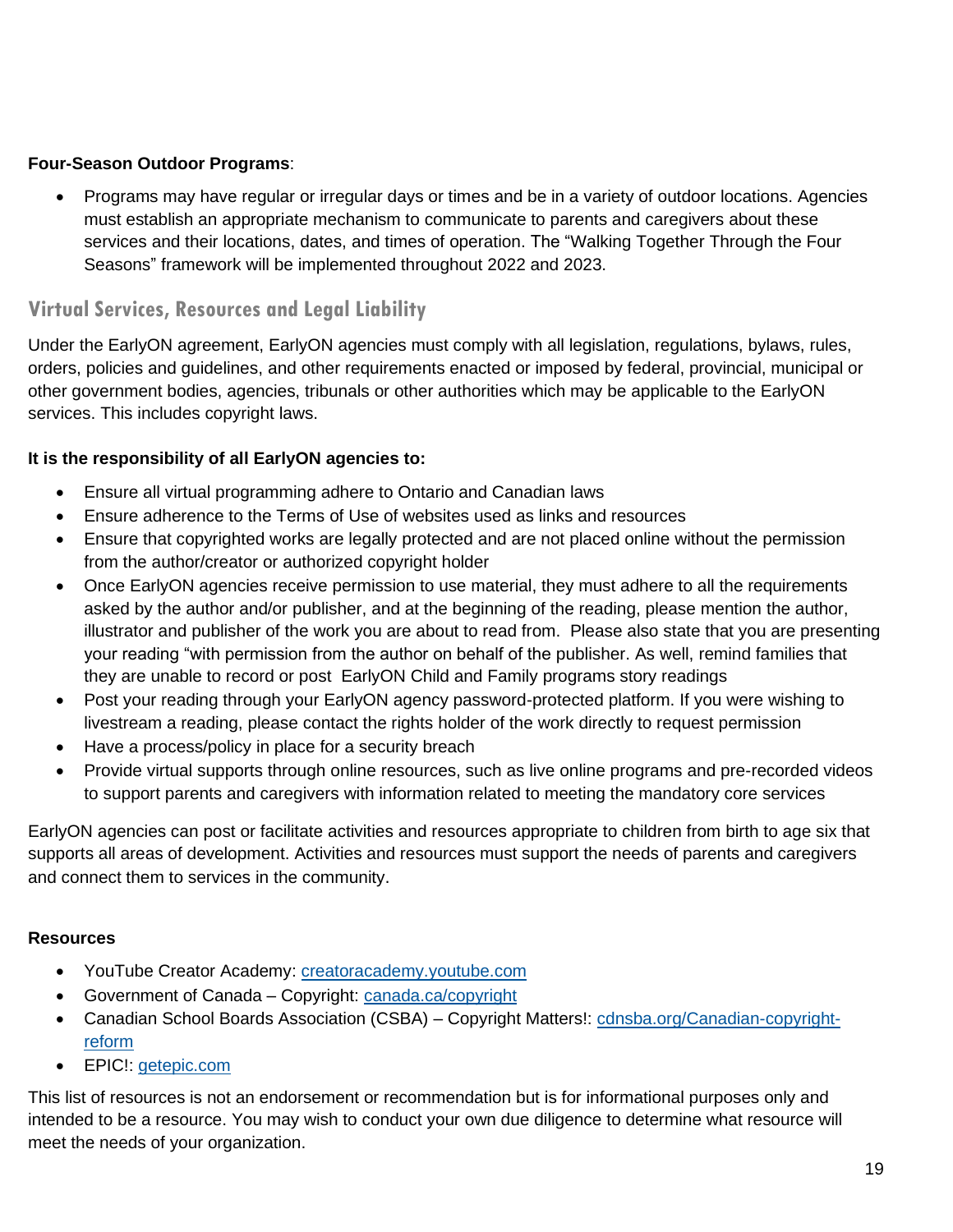**Four-Season Outdoor Programs**:

- Programs may have regular or irregular days or times and be in a variety of outdoor locations. Agencies must establish an appropriate mechanism to communicate to parents and caregivers about these services and their locations, dates, and times of operation. The "Walking Together Through the Four Seasons" framework will be implemented throughout 2022 and 2023.

## Virtual Services, Resources and Legal Liability

Under the EarlyON agreement, EarlyON agencies must comply with all legislation, regulations, bylaws, rules, orders, policies and guidelines, and other requirements enacted or imposed by federal, provincial, municipal or other government bodies, agencies, tribunals or other authorities which may be applicable to the EarlyON services. This includes copyright laws.

**It is the responsibility of all EarlyON agencies to:**

- Ensure all virtual programming adhere to Ontario and Canadian laws
- Ensure adherence to the Terms of Use of websites used as links and resources
- Ensure that copyrighted works are legally protected and are not placed online without the permission from the author/creator or authorized copyright holder
- Once EarlyON agencies receive permission to use material, they must adhere to all the requirements asked by the author and/or publisher, and at the beginning of the reading, please mention the author, illustrator and publisher of the work you are about to read from. Please also state that you are presenting your reading "with permission from the author on behalf of the publisher. As well, remind families that they are unable to record or post EarlyON Child and Family programs story readings
- Post your reading through your EarlyON agency password-protected platform. If you were wishing to livestream a reading, please contact the rights holder of the work directly to request permission
- Have a process/policy in place for a security breach
- Provide virtual supports through online resources, such as live online programs and pre-recorded videos to support parents and caregivers with information related to meeting the mandatory core services

EarlyON agencies can post or facilitate activities and resources appropriate to children from birth to age six that supports all areas of development. Activities and resources must support the needs of parents and caregivers and connect them to services in the community.

**Resources**

- YouTube Creator Academy: creatoracademy.youtube.com
- Government of Canada – Copyright: canada.ca/copyright
- Canadian School Boards Association (CSBA) – Copyright Matters!: cdnsba.org/Canadian-copyright-reform
- EPIC!: getepic.com

This list of resources is not an endorsement or recommendation but is for informational purposes only and intended to be a resource. You may wish to conduct your own due diligence to determine what resource will meet the needs of your organization.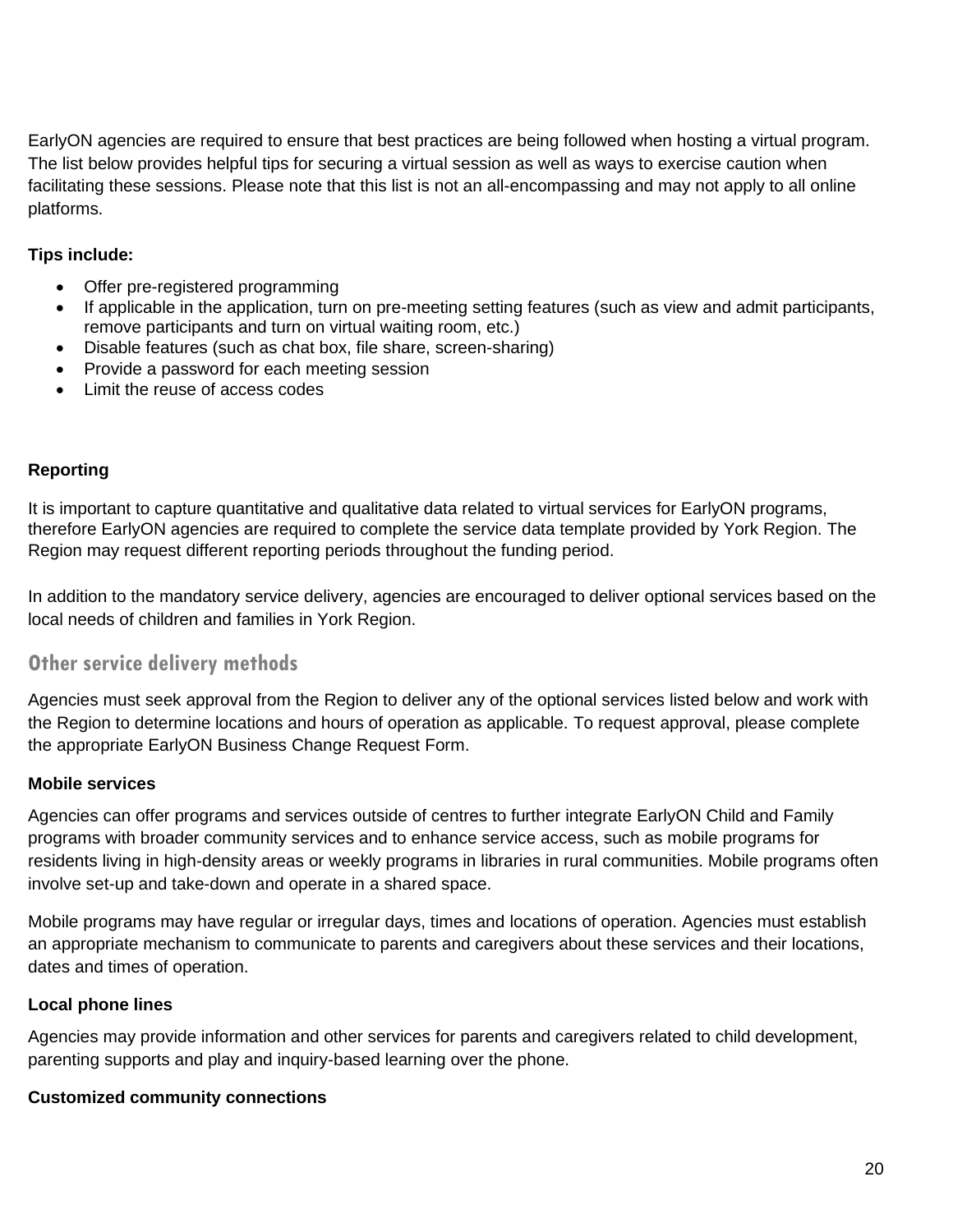EarlyON agencies are required to ensure that best practices are being followed when hosting a virtual program. The list below provides helpful tips for securing a virtual session as well as ways to exercise caution when facilitating these sessions. Please note that this list is not an all-encompassing and may not apply to all online platforms.

**Tips include:**

- Offer pre-registered programming
- If applicable in the application, turn on pre-meeting setting features (such as view and admit participants, remove participants and turn on virtual waiting room, etc.)
- Disable features (such as chat box, file share, screen-sharing)
- Provide a password for each meeting session
- Limit the reuse of access codes

**Reporting**

It is important to capture quantitative and qualitative data related to virtual services for EarlyON programs, therefore EarlyON agencies are required to complete the service data template provided by York Region. The Region may request different reporting periods throughout the funding period.

In addition to the mandatory service delivery, agencies are encouraged to deliver optional services based on the local needs of children and families in York Region.

## Other service delivery methods

Agencies must seek approval from the Region to deliver any of the optional services listed below and work with the Region to determine locations and hours of operation as applicable. To request approval, please complete the appropriate EarlyON Business Change Request Form.

**Mobile services**

Agencies can offer programs and services outside of centres to further integrate EarlyON Child and Family programs with broader community services and to enhance service access, such as mobile programs for residents living in high-density areas or weekly programs in libraries in rural communities. Mobile programs often involve set-up and take-down and operate in a shared space.

Mobile programs may have regular or irregular days, times and locations of operation. Agencies must establish an appropriate mechanism to communicate to parents and caregivers about these services and their locations, dates and times of operation.

**Local phone lines**

Agencies may provide information and other services for parents and caregivers related to child development, parenting supports and play and inquiry-based learning over the phone.

**Customized community connections**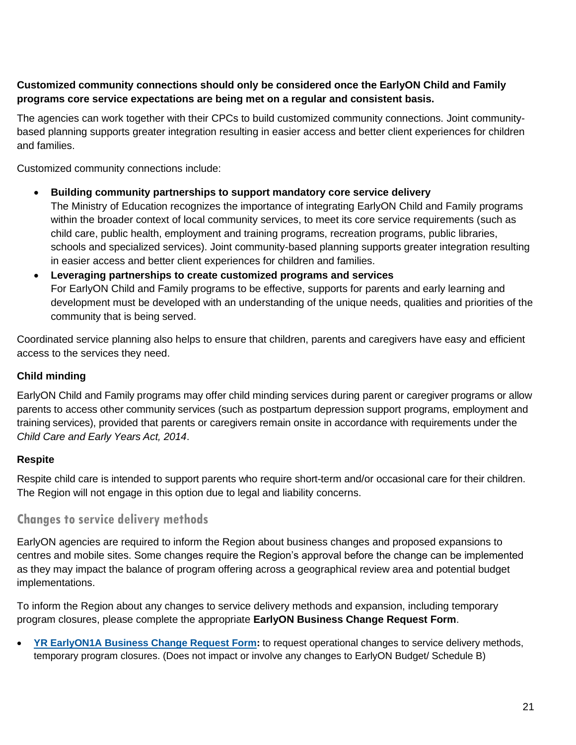**Customized community connections should only be considered once the EarlyON Child and Family programs core service expectations are being met on a regular and consistent basis.**

The agencies can work together with their CPCs to build customized community connections. Joint community-based planning supports greater integration resulting in easier access and better client experiences for children and families.

Customized community connections include:

- **Building community partnerships to support mandatory core service delivery**
  The Ministry of Education recognizes the importance of integrating EarlyON Child and Family programs within the broader context of local community services, to meet its core service requirements (such as child care, public health, employment and training programs, recreation programs, public libraries, schools and specialized services). Joint community-based planning supports greater integration resulting in easier access and better client experiences for children and families.
- **Leveraging partnerships to create customized programs and services**
  For EarlyON Child and Family programs to be effective, supports for parents and early learning and development must be developed with an understanding of the unique needs, qualities and priorities of the community that is being served.

Coordinated service planning also helps to ensure that children, parents and caregivers have easy and efficient access to the services they need.

### Child minding

EarlyON Child and Family programs may offer child minding services during parent or caregiver programs or allow parents to access other community services (such as postpartum depression support programs, employment and training services), provided that parents or caregivers remain onsite in accordance with requirements under the *Child Care and Early Years Act, 2014*.

### Respite

Respite child care is intended to support parents who require short-term and/or occasional care for their children. The Region will not engage in this option due to legal and liability concerns.

## Changes to service delivery methods

EarlyON agencies are required to inform the Region about business changes and proposed expansions to centres and mobile sites. Some changes require the Region's approval before the change can be implemented as they may impact the balance of program offering across a geographical review area and potential budget implementations.

To inform the Region about any changes to service delivery methods and expansion, including temporary program closures, please complete the appropriate **EarlyON Business Change Request Form**.

- **YR EarlyON1A Business Change Request Form:** to request operational changes to service delivery methods, temporary program closures. (Does not impact or involve any changes to EarlyON Budget/ Schedule B)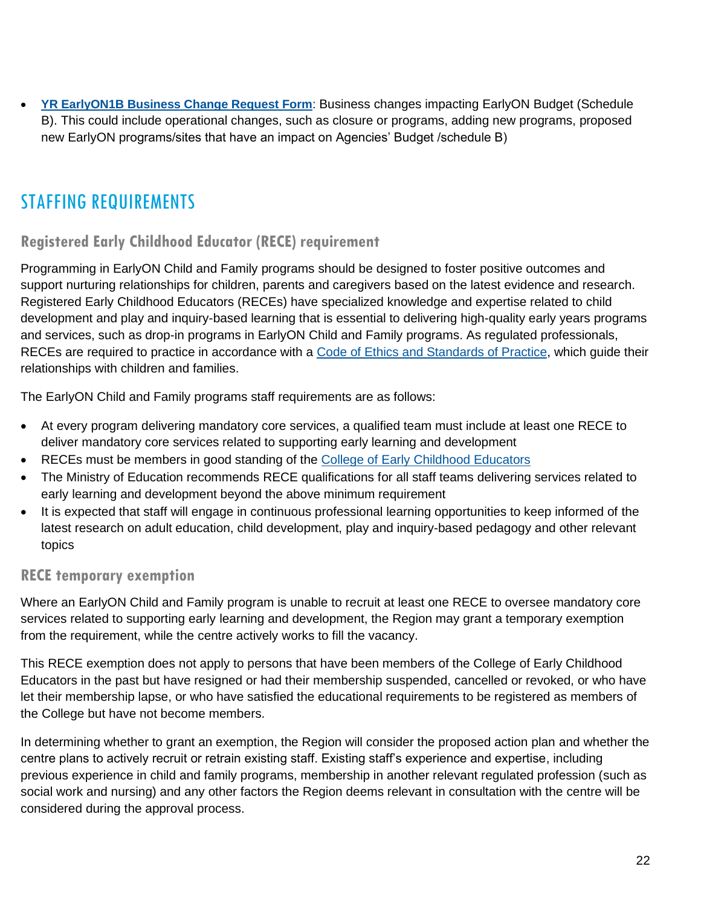- **YR EarlyON1B Business Change Request Form**: Business changes impacting EarlyON Budget (Schedule B). This could include operational changes, such as closure or programs, adding new programs, proposed new EarlyON programs/sites that have an impact on Agencies' Budget /schedule B)

## STAFFING REQUIREMENTS

### Registered Early Childhood Educator (RECE) requirement

Programming in EarlyON Child and Family programs should be designed to foster positive outcomes and support nurturing relationships for children, parents and caregivers based on the latest evidence and research. Registered Early Childhood Educators (RECEs) have specialized knowledge and expertise related to child development and play and inquiry-based learning that is essential to delivering high-quality early years programs and services, such as drop-in programs in EarlyON Child and Family programs. As regulated professionals, RECEs are required to practice in accordance with a Code of Ethics and Standards of Practice, which guide their relationships with children and families.

The EarlyON Child and Family programs staff requirements are as follows:

- At every program delivering mandatory core services, a qualified team must include at least one RECE to deliver mandatory core services related to supporting early learning and development
- RECEs must be members in good standing of the College of Early Childhood Educators
- The Ministry of Education recommends RECE qualifications for all staff teams delivering services related to early learning and development beyond the above minimum requirement
- It is expected that staff will engage in continuous professional learning opportunities to keep informed of the latest research on adult education, child development, play and inquiry-based pedagogy and other relevant topics

### RECE temporary exemption

Where an EarlyON Child and Family program is unable to recruit at least one RECE to oversee mandatory core services related to supporting early learning and development, the Region may grant a temporary exemption from the requirement, while the centre actively works to fill the vacancy.

This RECE exemption does not apply to persons that have been members of the College of Early Childhood Educators in the past but have resigned or had their membership suspended, cancelled or revoked, or who have let their membership lapse, or who have satisfied the educational requirements to be registered as members of the College but have not become members.

In determining whether to grant an exemption, the Region will consider the proposed action plan and whether the centre plans to actively recruit or retrain existing staff. Existing staff's experience and expertise, including previous experience in child and family programs, membership in another relevant regulated profession (such as social work and nursing) and any other factors the Region deems relevant in consultation with the centre will be considered during the approval process.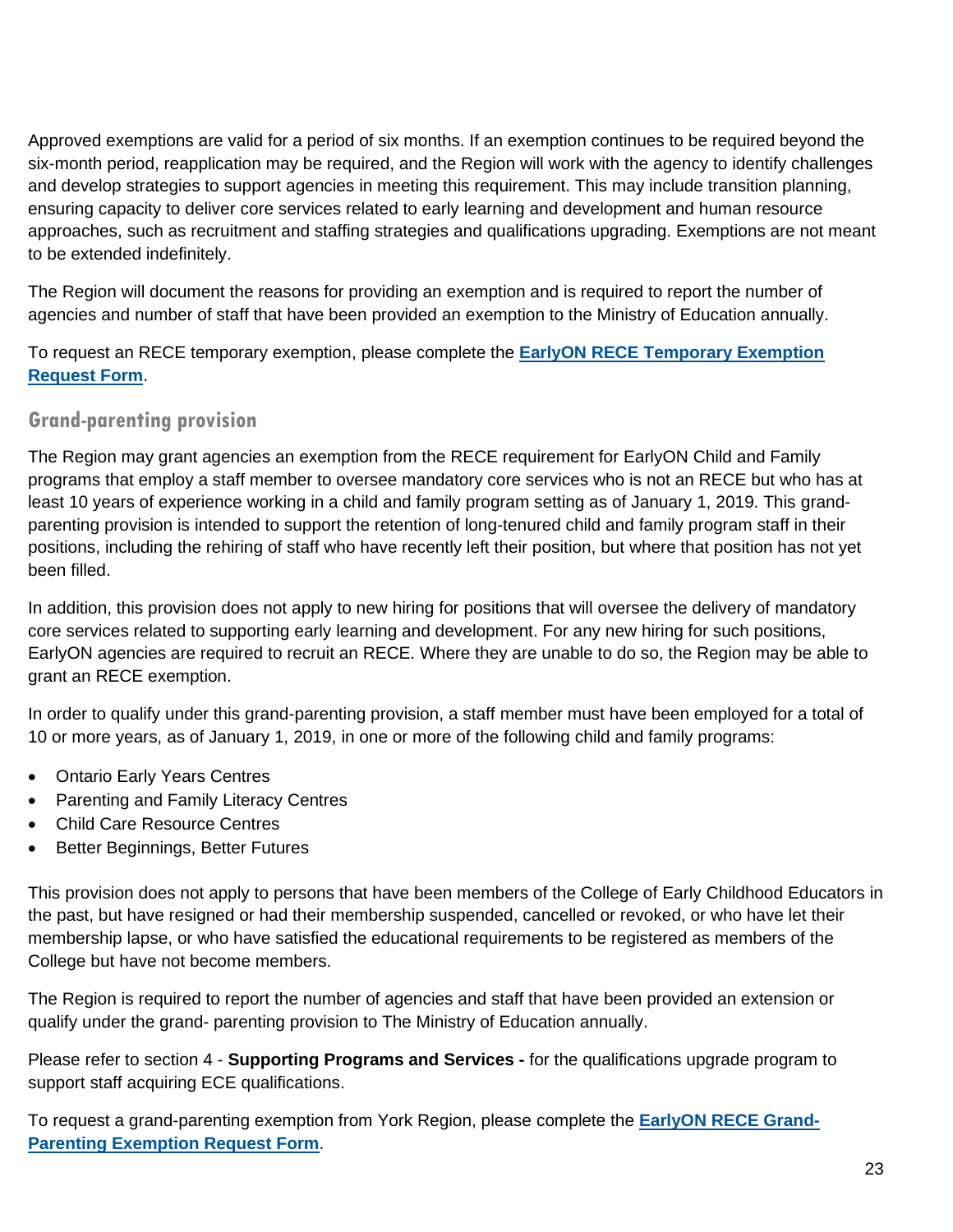Approved exemptions are valid for a period of six months. If an exemption continues to be required beyond the six-month period, reapplication may be required, and the Region will work with the agency to identify challenges and develop strategies to support agencies in meeting this requirement. This may include transition planning, ensuring capacity to deliver core services related to early learning and development and human resource approaches, such as recruitment and staffing strategies and qualifications upgrading. Exemptions are not meant to be extended indefinitely.

The Region will document the reasons for providing an exemption and is required to report the number of agencies and number of staff that have been provided an exemption to the Ministry of Education annually.

To request an RECE temporary exemption, please complete the **EarlyON RECE Temporary Exemption Request Form**.

### Grand-parenting provision

The Region may grant agencies an exemption from the RECE requirement for EarlyON Child and Family programs that employ a staff member to oversee mandatory core services who is not an RECE but who has at least 10 years of experience working in a child and family program setting as of January 1, 2019. This grand-parenting provision is intended to support the retention of long-tenured child and family program staff in their positions, including the rehiring of staff who have recently left their position, but where that position has not yet been filled.

In addition, this provision does not apply to new hiring for positions that will oversee the delivery of mandatory core services related to supporting early learning and development. For any new hiring for such positions, EarlyON agencies are required to recruit an RECE. Where they are unable to do so, the Region may be able to grant an RECE exemption.

In order to qualify under this grand-parenting provision, a staff member must have been employed for a total of 10 or more years, as of January 1, 2019, in one or more of the following child and family programs:

- Ontario Early Years Centres
- Parenting and Family Literacy Centres
- Child Care Resource Centres
- Better Beginnings, Better Futures

This provision does not apply to persons that have been members of the College of Early Childhood Educators in the past, but have resigned or had their membership suspended, cancelled or revoked, or who have let their membership lapse, or who have satisfied the educational requirements to be registered as members of the College but have not become members.

The Region is required to report the number of agencies and staff that have been provided an extension or qualify under the grand- parenting provision to The Ministry of Education annually.

Please refer to section 4 - **Supporting Programs and Services -** for the qualifications upgrade program to support staff acquiring ECE qualifications.

To request a grand-parenting exemption from York Region, please complete the **EarlyON RECE Grand-Parenting Exemption Request Form**.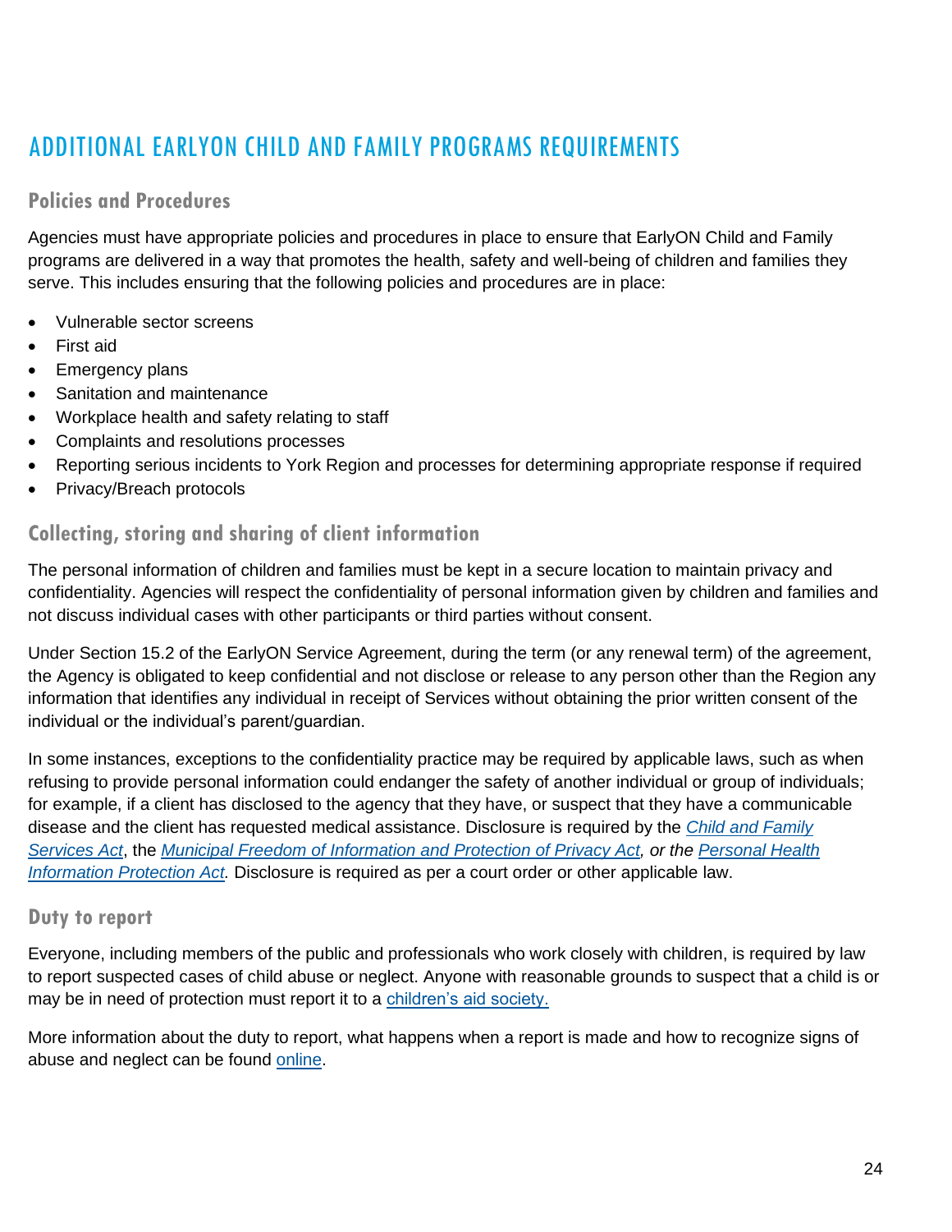# ADDITIONAL EARLYON CHILD AND FAMILY PROGRAMS REQUIREMENTS

## Policies and Procedures

Agencies must have appropriate policies and procedures in place to ensure that EarlyON Child and Family programs are delivered in a way that promotes the health, safety and well-being of children and families they serve. This includes ensuring that the following policies and procedures are in place:

- Vulnerable sector screens
- First aid
- Emergency plans
- Sanitation and maintenance
- Workplace health and safety relating to staff
- Complaints and resolutions processes
- Reporting serious incidents to York Region and processes for determining appropriate response if required
- Privacy/Breach protocols

## Collecting, storing and sharing of client information

The personal information of children and families must be kept in a secure location to maintain privacy and confidentiality. Agencies will respect the confidentiality of personal information given by children and families and not discuss individual cases with other participants or third parties without consent.

Under Section 15.2 of the EarlyON Service Agreement, during the term (or any renewal term) of the agreement, the Agency is obligated to keep confidential and not disclose or release to any person other than the Region any information that identifies any individual in receipt of Services without obtaining the prior written consent of the individual or the individual's parent/guardian.

In some instances, exceptions to the confidentiality practice may be required by applicable laws, such as when refusing to provide personal information could endanger the safety of another individual or group of individuals; for example, if a client has disclosed to the agency that they have, or suspect that they have a communicable disease and the client has requested medical assistance. Disclosure is required by the *Child and Family Services Act*, the *Municipal Freedom of Information and Protection of Privacy Act, or the Personal Health Information Protection Act.* Disclosure is required as per a court order or other applicable law.

## Duty to report

Everyone, including members of the public and professionals who work closely with children, is required by law to report suspected cases of child abuse or neglect. Anyone with reasonable grounds to suspect that a child is or may be in need of protection must report it to a children's aid society.

More information about the duty to report, what happens when a report is made and how to recognize signs of abuse and neglect can be found online.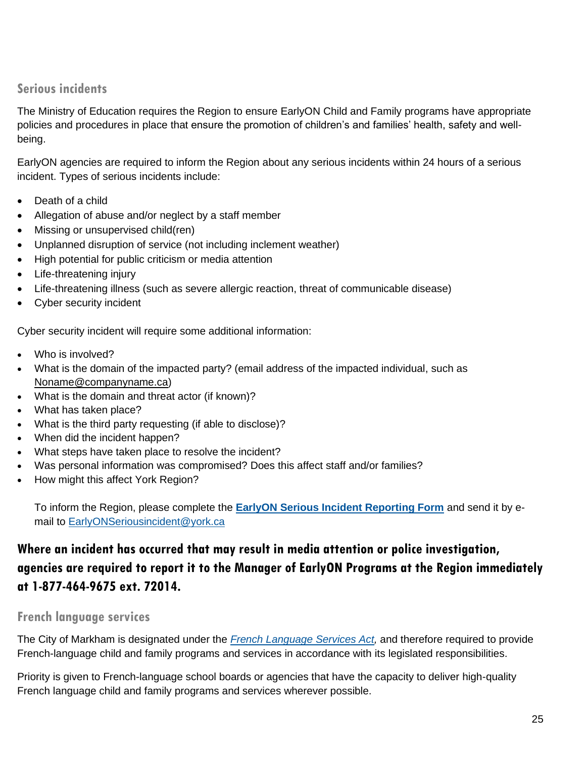### Serious incidents

The Ministry of Education requires the Region to ensure EarlyON Child and Family programs have appropriate policies and procedures in place that ensure the promotion of children's and families' health, safety and well-being.

EarlyON agencies are required to inform the Region about any serious incidents within 24 hours of a serious incident. Types of serious incidents include:

- Death of a child
- Allegation of abuse and/or neglect by a staff member
- Missing or unsupervised child(ren)
- Unplanned disruption of service (not including inclement weather)
- High potential for public criticism or media attention
- Life-threatening injury
- Life-threatening illness (such as severe allergic reaction, threat of communicable disease)
- Cyber security incident

Cyber security incident will require some additional information:

- Who is involved?
- What is the domain of the impacted party? (email address of the impacted individual, such as Noname@companyname.ca)
- What is the domain and threat actor (if known)?
- What has taken place?
- What is the third party requesting (if able to disclose)?
- When did the incident happen?
- What steps have taken place to resolve the incident?
- Was personal information was compromised? Does this affect staff and/or families?
- How might this affect York Region?

To inform the Region, please complete the **EarlyON Serious Incident Reporting Form** and send it by e-mail to EarlyONSeriousincident@york.ca

**Where an incident has occurred that may result in media attention or police investigation, agencies are required to report it to the Manager of EarlyON Programs at the Region immediately at 1-877-464-9675 ext. 72014.**

### French language services

The City of Markham is designated under the *French Language Services Act*, and therefore required to provide French-language child and family programs and services in accordance with its legislated responsibilities.

Priority is given to French-language school boards or agencies that have the capacity to deliver high-quality French language child and family programs and services wherever possible.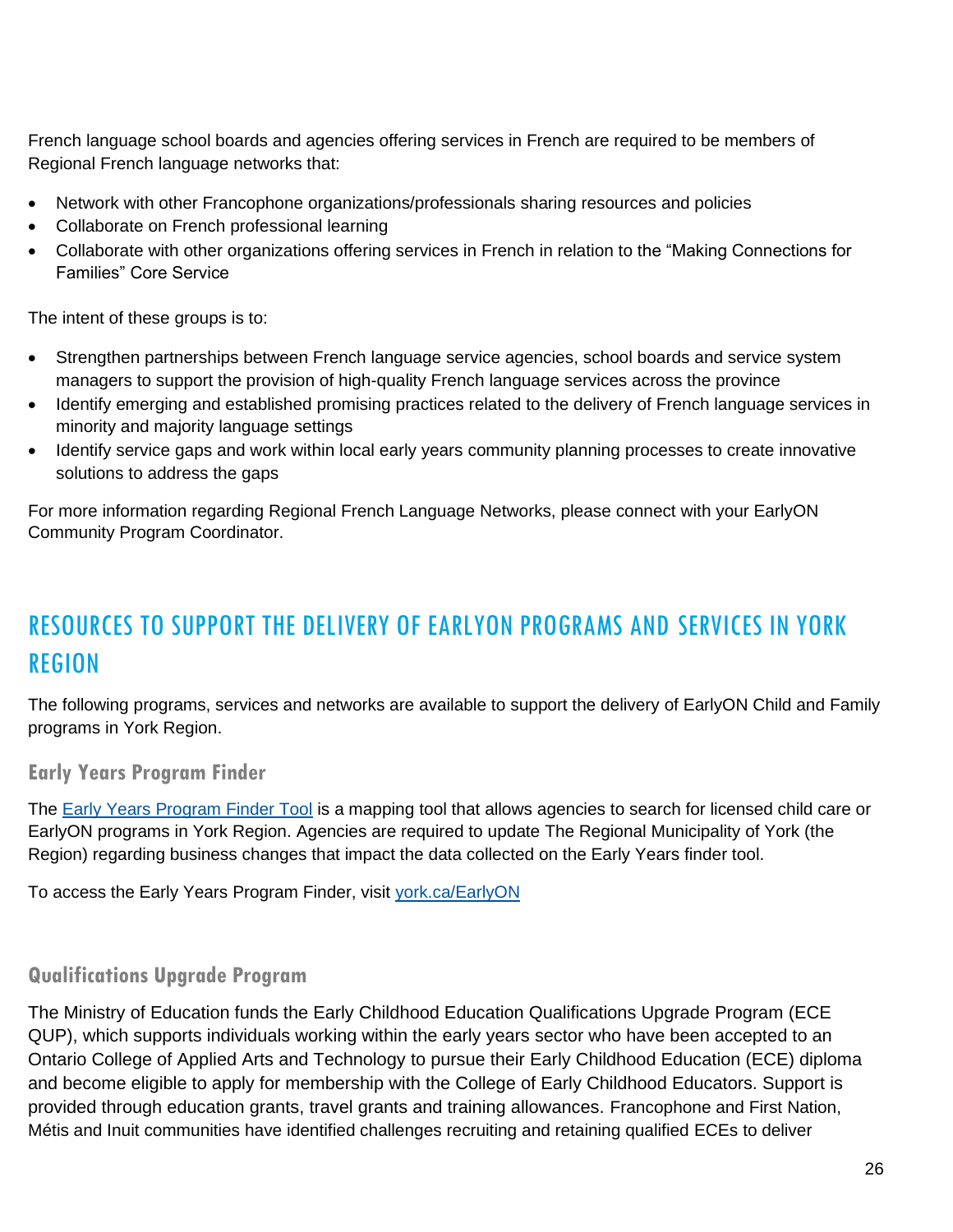French language school boards and agencies offering services in French are required to be members of Regional French language networks that:

- Network with other Francophone organizations/professionals sharing resources and policies
- Collaborate on French professional learning
- Collaborate with other organizations offering services in French in relation to the "Making Connections for Families" Core Service

The intent of these groups is to:

- Strengthen partnerships between French language service agencies, school boards and service system managers to support the provision of high-quality French language services across the province
- Identify emerging and established promising practices related to the delivery of French language services in minority and majority language settings
- Identify service gaps and work within local early years community planning processes to create innovative solutions to address the gaps

For more information regarding Regional French Language Networks, please connect with your EarlyON Community Program Coordinator.

## RESOURCES TO SUPPORT THE DELIVERY OF EARLYON PROGRAMS AND SERVICES IN YORK REGION

The following programs, services and networks are available to support the delivery of EarlyON Child and Family programs in York Region.

### Early Years Program Finder

The [Early Years Program Finder Tool](york.ca/EarlyON) is a mapping tool that allows agencies to search for licensed child care or EarlyON programs in York Region. Agencies are required to update The Regional Municipality of York (the Region) regarding business changes that impact the data collected on the Early Years finder tool.

To access the Early Years Program Finder, visit [york.ca/EarlyON](york.ca/EarlyON)

### Qualifications Upgrade Program

The Ministry of Education funds the Early Childhood Education Qualifications Upgrade Program (ECE QUP), which supports individuals working within the early years sector who have been accepted to an Ontario College of Applied Arts and Technology to pursue their Early Childhood Education (ECE) diploma and become eligible to apply for membership with the College of Early Childhood Educators. Support is provided through education grants, travel grants and training allowances. Francophone and First Nation, Métis and Inuit communities have identified challenges recruiting and retaining qualified ECEs to deliver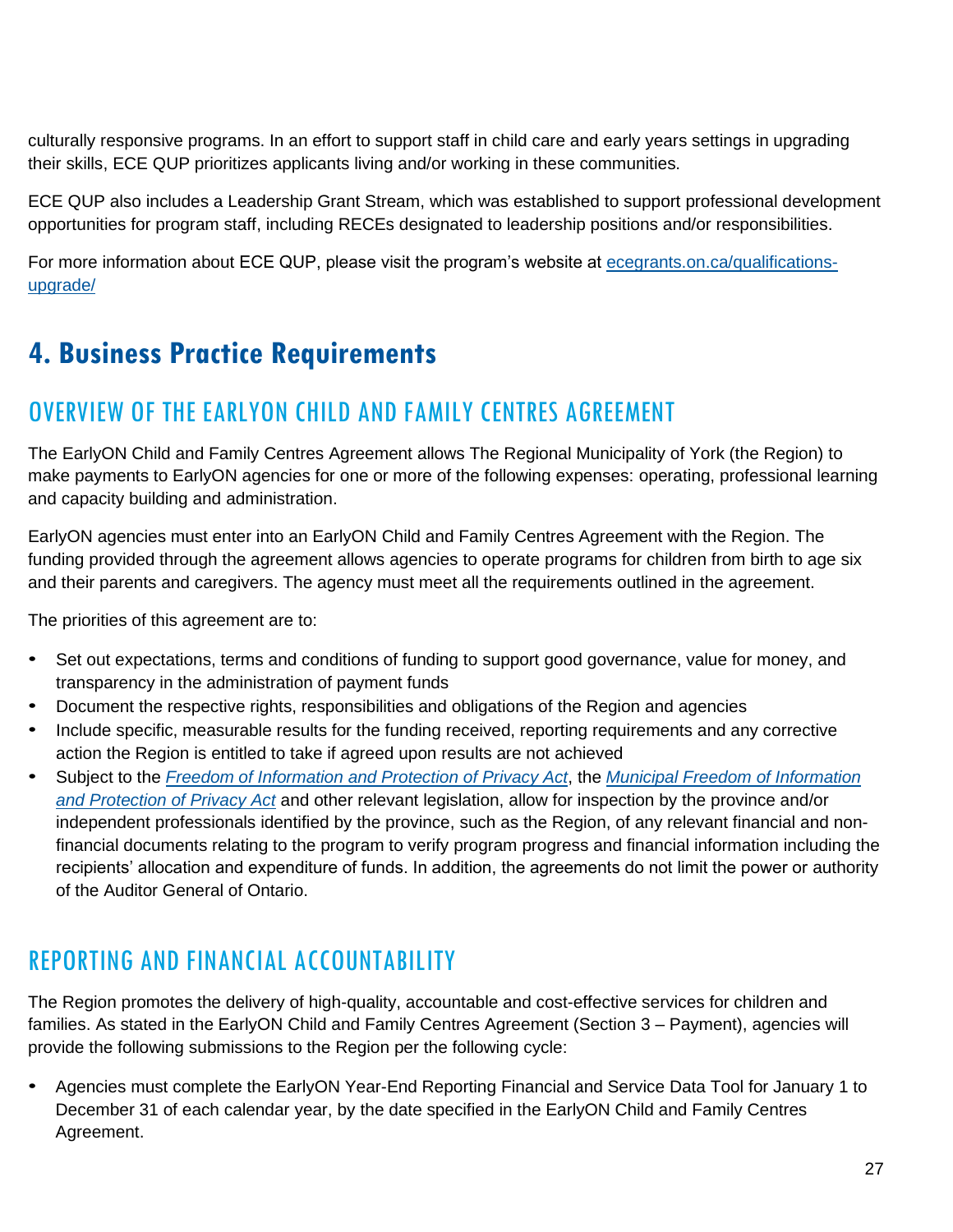culturally responsive programs. In an effort to support staff in child care and early years settings in upgrading their skills, ECE QUP prioritizes applicants living and/or working in these communities.

ECE QUP also includes a Leadership Grant Stream, which was established to support professional development opportunities for program staff, including RECEs designated to leadership positions and/or responsibilities.

For more information about ECE QUP, please visit the program's website at [ecegrants.on.ca/qualifications-upgrade/](ecegrants.on.ca/qualifications-upgrade/)

# 4. Business Practice Requirements

## OVERVIEW OF THE EARLYON CHILD AND FAMILY CENTRES AGREEMENT

The EarlyON Child and Family Centres Agreement allows The Regional Municipality of York (the Region) to make payments to EarlyON agencies for one or more of the following expenses: operating, professional learning and capacity building and administration.

EarlyON agencies must enter into an EarlyON Child and Family Centres Agreement with the Region. The funding provided through the agreement allows agencies to operate programs for children from birth to age six and their parents and caregivers. The agency must meet all the requirements outlined in the agreement.

The priorities of this agreement are to:

- Set out expectations, terms and conditions of funding to support good governance, value for money, and transparency in the administration of payment funds
- Document the respective rights, responsibilities and obligations of the Region and agencies
- Include specific, measurable results for the funding received, reporting requirements and any corrective action the Region is entitled to take if agreed upon results are not achieved
- Subject to the *Freedom of Information and Protection of Privacy Act*, the *Municipal Freedom of Information and Protection of Privacy Act* and other relevant legislation, allow for inspection by the province and/or independent professionals identified by the province, such as the Region, of any relevant financial and non-financial documents relating to the program to verify program progress and financial information including the recipients' allocation and expenditure of funds. In addition, the agreements do not limit the power or authority of the Auditor General of Ontario.

## REPORTING AND FINANCIAL ACCOUNTABILITY

The Region promotes the delivery of high-quality, accountable and cost-effective services for children and families. As stated in the EarlyON Child and Family Centres Agreement (Section 3 – Payment), agencies will provide the following submissions to the Region per the following cycle:

- Agencies must complete the EarlyON Year-End Reporting Financial and Service Data Tool for January 1 to December 31 of each calendar year, by the date specified in the EarlyON Child and Family Centres Agreement.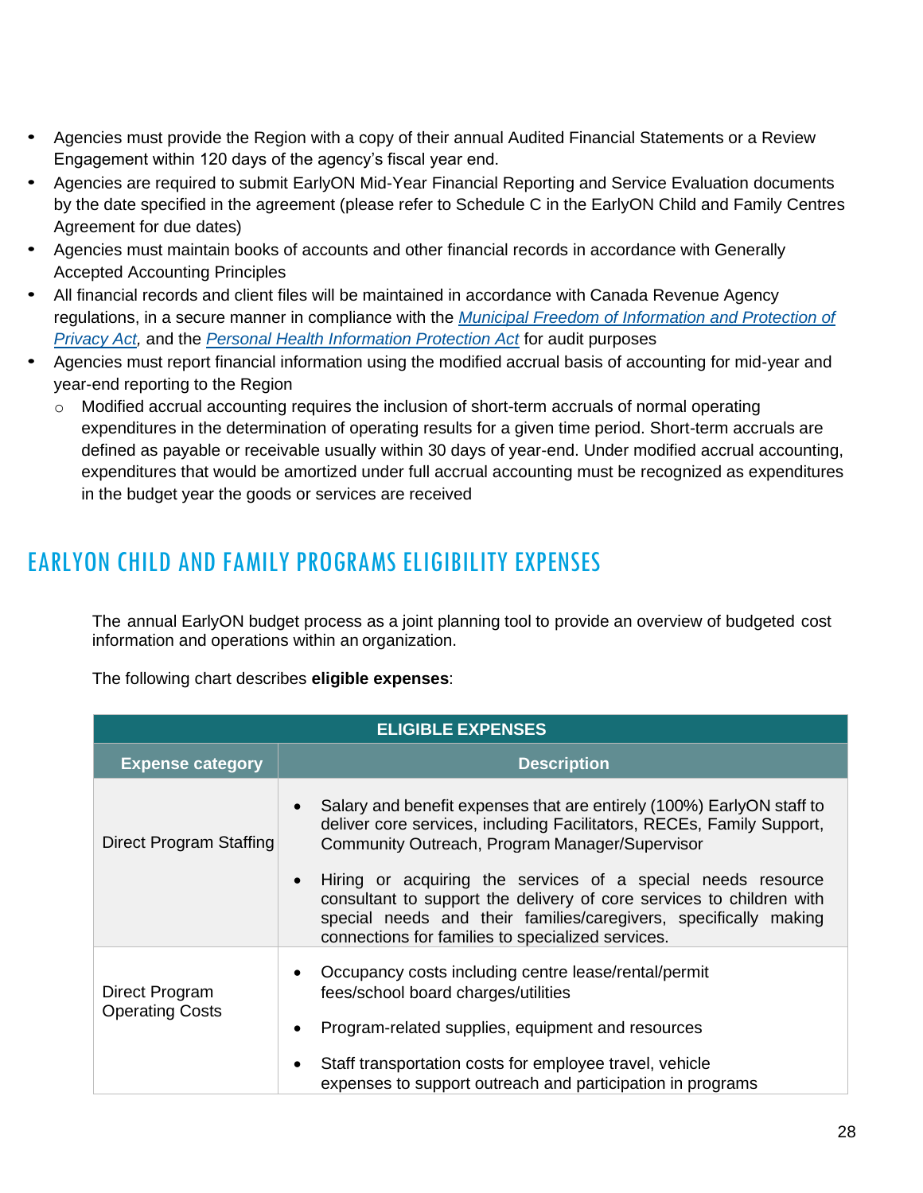- Agencies must provide the Region with a copy of their annual Audited Financial Statements or a Review Engagement within 120 days of the agency's fiscal year end.
- Agencies are required to submit EarlyON Mid-Year Financial Reporting and Service Evaluation documents by the date specified in the agreement (please refer to Schedule C in the EarlyON Child and Family Centres Agreement for due dates)
- Agencies must maintain books of accounts and other financial records in accordance with Generally Accepted Accounting Principles
- All financial records and client files will be maintained in accordance with Canada Revenue Agency regulations, in a secure manner in compliance with the *Municipal Freedom of Information and Protection of Privacy Act*, and the *Personal Health Information Protection Act* for audit purposes
- Agencies must report financial information using the modified accrual basis of accounting for mid-year and year-end reporting to the Region
  - Modified accrual accounting requires the inclusion of short-term accruals of normal operating expenditures in the determination of operating results for a given time period. Short-term accruals are defined as payable or receivable usually within 30 days of year-end. Under modified accrual accounting, expenditures that would be amortized under full accrual accounting must be recognized as expenditures in the budget year the goods or services are received

## EARLYON CHILD AND FAMILY PROGRAMS ELIGIBILITY EXPENSES

The annual EarlyON budget process as a joint planning tool to provide an overview of budgeted cost information and operations within an organization.

The following chart describes **eligible expenses**:

| **ELIGIBLE EXPENSES** | |
|---|---|
| **Expense category** | **Description** |
| Direct Program Staffing | • Salary and benefit expenses that are entirely (100%) EarlyON staff to deliver core services, including Facilitators, RECEs, Family Support, Community Outreach, Program Manager/Supervisor<br>• Hiring or acquiring the services of a special needs resource consultant to support the delivery of core services to children with special needs and their families/caregivers, specifically making connections for families to specialized services. |
| Direct Program Operating Costs | • Occupancy costs including centre lease/rental/permit fees/school board charges/utilities<br>• Program-related supplies, equipment and resources<br>• Staff transportation costs for employee travel, vehicle expenses to support outreach and participation in programs |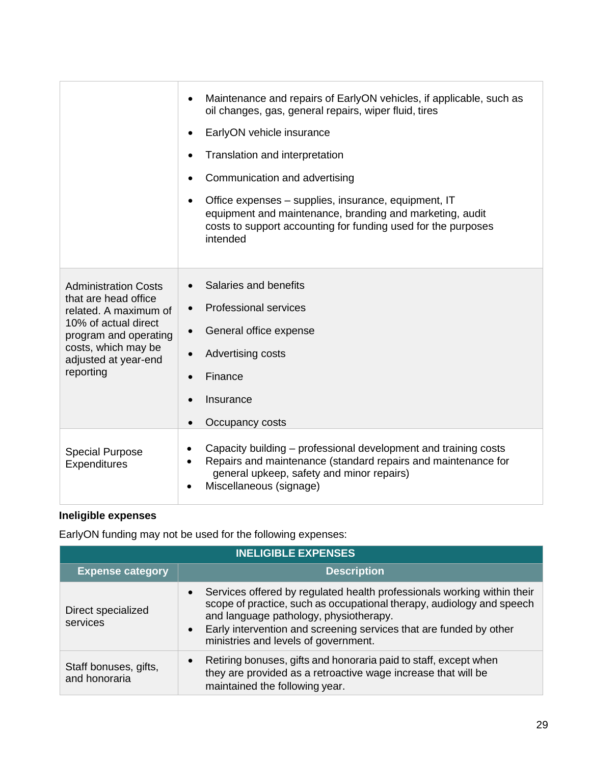| | |
|---|---|
| | • Maintenance and repairs of EarlyON vehicles, if applicable, such as oil changes, gas, general repairs, wiper fluid, tires<br>• EarlyON vehicle insurance<br>• Translation and interpretation<br>• Communication and advertising<br>• Office expenses – supplies, insurance, equipment, IT equipment and maintenance, branding and marketing, audit costs to support accounting for funding used for the purposes intended |
| Administration Costs that are head office related. A maximum of 10% of actual direct program and operating costs, which may be adjusted at year-end reporting | • Salaries and benefits<br>• Professional services<br>• General office expense<br>• Advertising costs<br>• Finance<br>• Insurance<br>• Occupancy costs |
| Special Purpose Expenditures | • Capacity building – professional development and training costs<br>• Repairs and maintenance (standard repairs and maintenance for general upkeep, safety and minor repairs)<br>• Miscellaneous (signage) |

**Ineligible expenses**

EarlyON funding may not be used for the following expenses:

| INELIGIBLE EXPENSES | |
|---|---|
| **Expense category** | **Description** |
| Direct specialized services | • Services offered by regulated health professionals working within their scope of practice, such as occupational therapy, audiology and speech and language pathology, physiotherapy.<br>• Early intervention and screening services that are funded by other ministries and levels of government. |
| Staff bonuses, gifts, and honoraria | • Retiring bonuses, gifts and honoraria paid to staff, except when they are provided as a retroactive wage increase that will be maintained the following year. |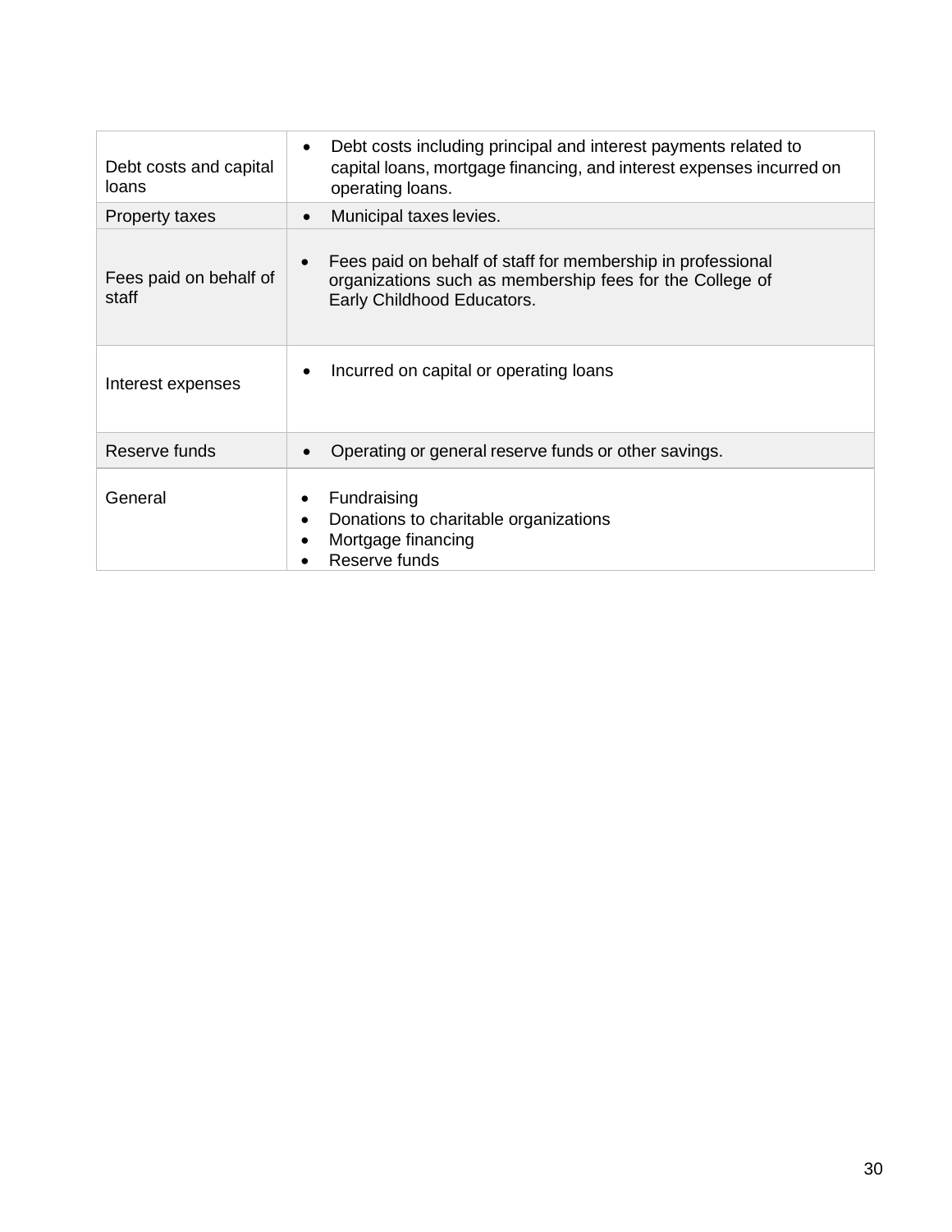| | |
|---|---|
| Debt costs and capital loans | • Debt costs including principal and interest payments related to capital loans, mortgage financing, and interest expenses incurred on operating loans. |
| Property taxes | • Municipal taxes levies. |
| Fees paid on behalf of staff | • Fees paid on behalf of staff for membership in professional organizations such as membership fees for the College of Early Childhood Educators. |
| Interest expenses | • Incurred on capital or operating loans |
| Reserve funds | • Operating or general reserve funds or other savings. |
| General | • Fundraising<br>• Donations to charitable organizations<br>• Mortgage financing<br>• Reserve funds |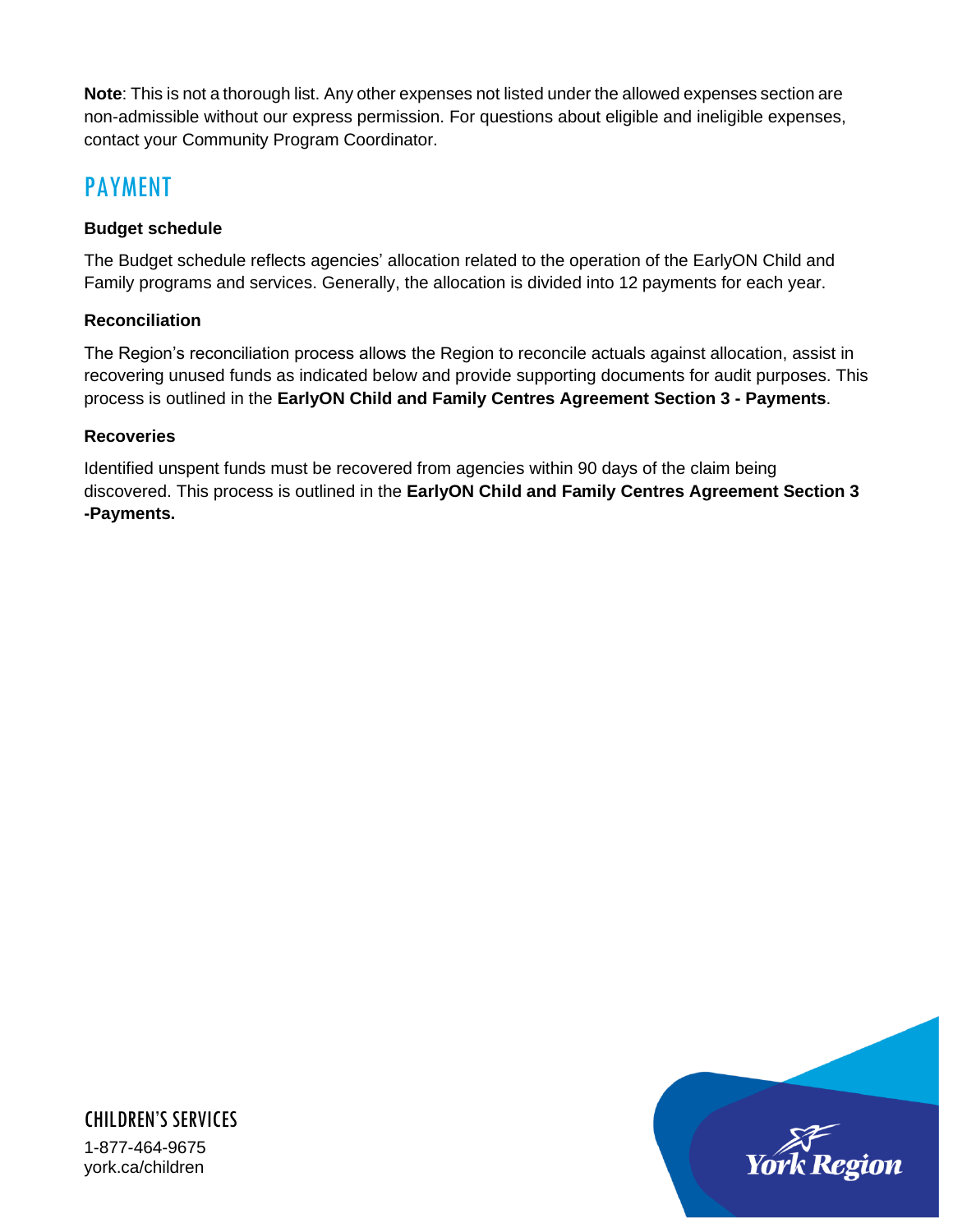**Note**: This is not a thorough list. Any other expenses not listed under the allowed expenses section are non-admissible without our express permission. For questions about eligible and ineligible expenses, contact your Community Program Coordinator.

## PAYMENT

### Budget schedule

The Budget schedule reflects agencies' allocation related to the operation of the EarlyON Child and Family programs and services. Generally, the allocation is divided into 12 payments for each year.

### Reconciliation

The Region's reconciliation process allows the Region to reconcile actuals against allocation, assist in recovering unused funds as indicated below and provide supporting documents for audit purposes. This process is outlined in the **EarlyON Child and Family Centres Agreement Section 3 - Payments**.

### Recoveries

Identified unspent funds must be recovered from agencies within 90 days of the claim being discovered. This process is outlined in the **EarlyON Child and Family Centres Agreement Section 3 -Payments.**

CHILDREN'S SERVICES

1-877-464-9675
york.ca/children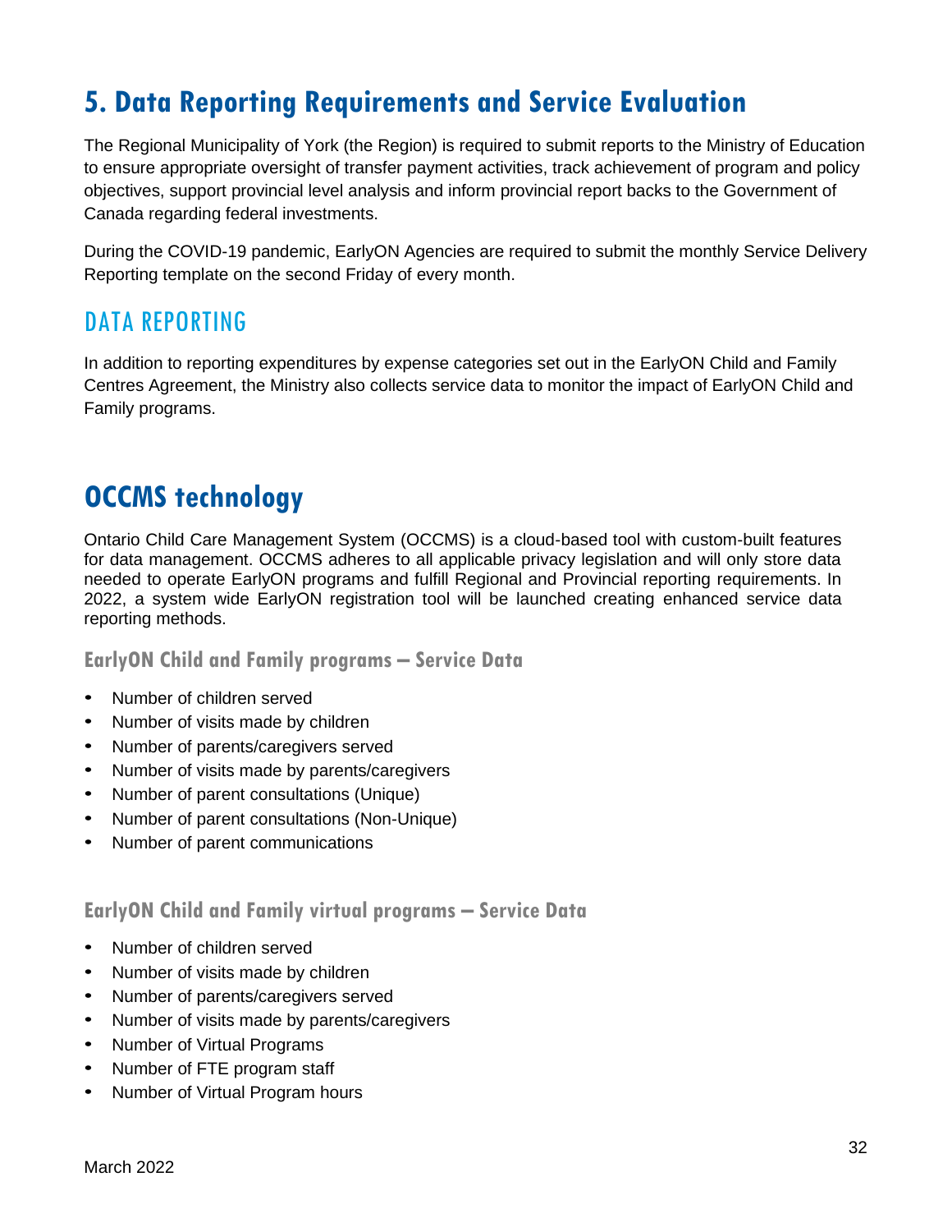# 5. Data Reporting Requirements and Service Evaluation

The Regional Municipality of York (the Region) is required to submit reports to the Ministry of Education to ensure appropriate oversight of transfer payment activities, track achievement of program and policy objectives, support provincial level analysis and inform provincial report backs to the Government of Canada regarding federal investments.

During the COVID-19 pandemic, EarlyON Agencies are required to submit the monthly Service Delivery Reporting template on the second Friday of every month.

## DATA REPORTING

In addition to reporting expenditures by expense categories set out in the EarlyON Child and Family Centres Agreement, the Ministry also collects service data to monitor the impact of EarlyON Child and Family programs.

# OCCMS technology

Ontario Child Care Management System (OCCMS) is a cloud-based tool with custom-built features for data management. OCCMS adheres to all applicable privacy legislation and will only store data needed to operate EarlyON programs and fulfill Regional and Provincial reporting requirements. In 2022, a system wide EarlyON registration tool will be launched creating enhanced service data reporting methods.

### EarlyON Child and Family programs – Service Data

- Number of children served
- Number of visits made by children
- Number of parents/caregivers served
- Number of visits made by parents/caregivers
- Number of parent consultations (Unique)
- Number of parent consultations (Non-Unique)
- Number of parent communications

### EarlyON Child and Family virtual programs – Service Data

- Number of children served
- Number of visits made by children
- Number of parents/caregivers served
- Number of visits made by parents/caregivers
- Number of Virtual Programs
- Number of FTE program staff
- Number of Virtual Program hours

March 2022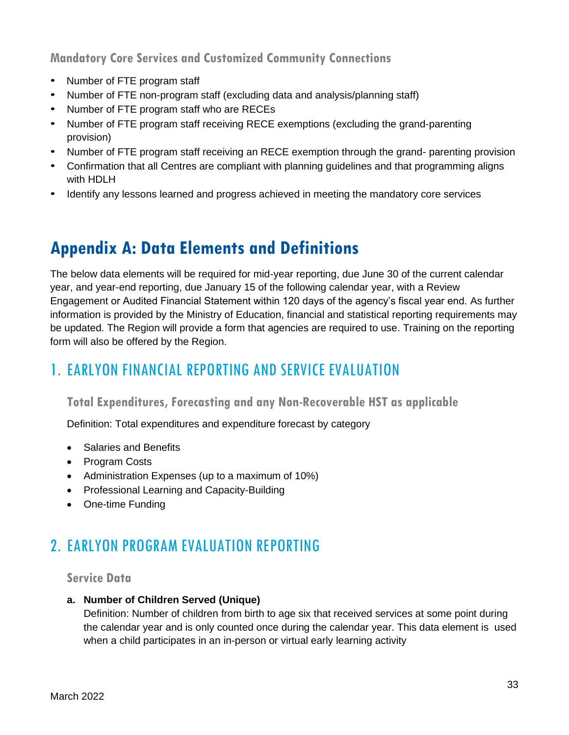### Mandatory Core Services and Customized Community Connections

- Number of FTE program staff
- Number of FTE non-program staff (excluding data and analysis/planning staff)
- Number of FTE program staff who are RECEs
- Number of FTE program staff receiving RECE exemptions (excluding the grand-parenting provision)
- Number of FTE program staff receiving an RECE exemption through the grand- parenting provision
- Confirmation that all Centres are compliant with planning guidelines and that programming aligns with HDLH
- Identify any lessons learned and progress achieved in meeting the mandatory core services

# Appendix A: Data Elements and Definitions

The below data elements will be required for mid-year reporting, due June 30 of the current calendar year, and year-end reporting, due January 15 of the following calendar year, with a Review Engagement or Audited Financial Statement within 120 days of the agency's fiscal year end. As further information is provided by the Ministry of Education, financial and statistical reporting requirements may be updated. The Region will provide a form that agencies are required to use. Training on the reporting form will also be offered by the Region.

## 1. EARLYON FINANCIAL REPORTING AND SERVICE EVALUATION

### Total Expenditures, Forecasting and any Non-Recoverable HST as applicable

Definition: Total expenditures and expenditure forecast by category

- Salaries and Benefits
- Program Costs
- Administration Expenses (up to a maximum of 10%)
- Professional Learning and Capacity-Building
- One-time Funding

## 2. EARLYON PROGRAM EVALUATION REPORTING

### Service Data

a. **Number of Children Served (Unique)**
   Definition: Number of children from birth to age six that received services at some point during the calendar year and is only counted once during the calendar year. This data element is used when a child participates in an in-person or virtual early learning activity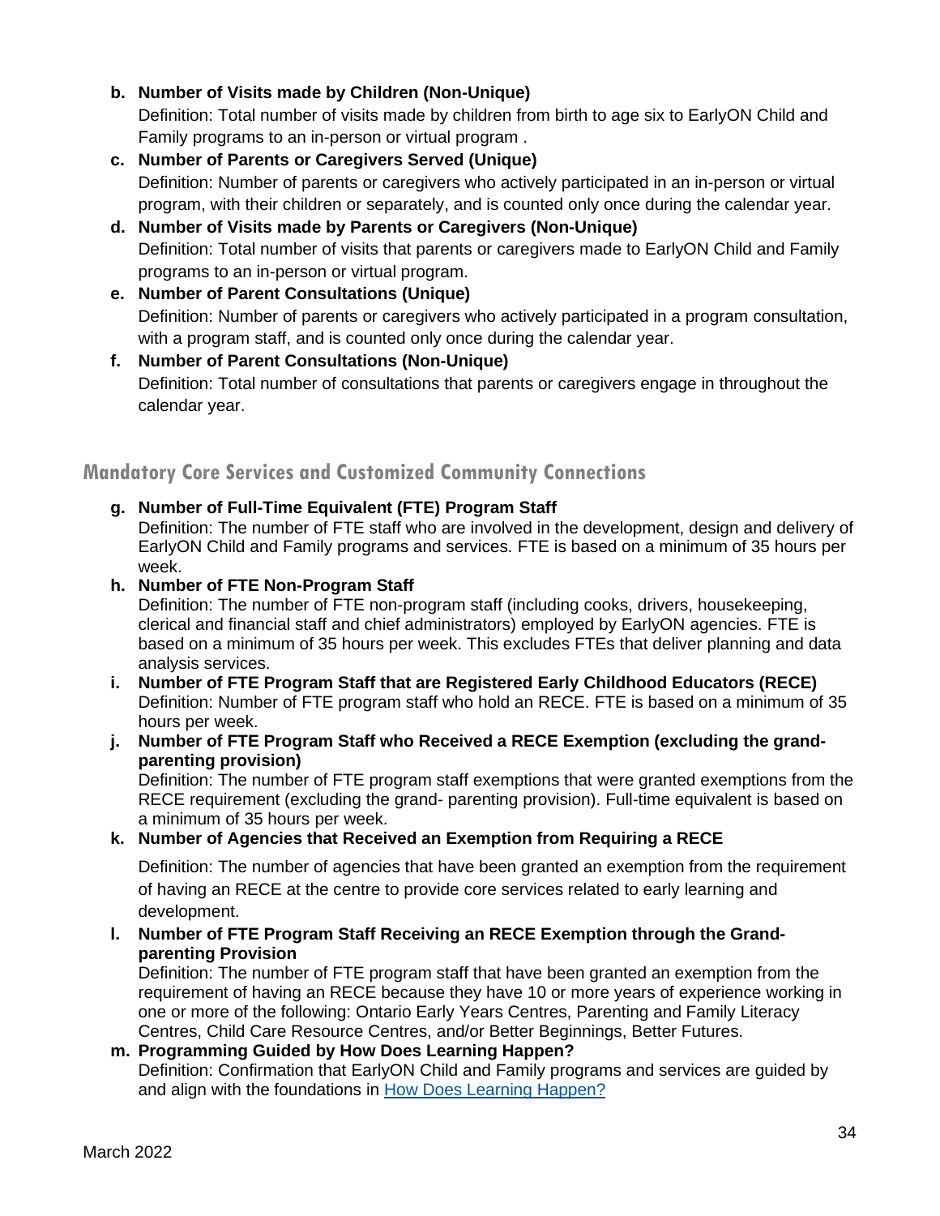b. **Number of Visits made by Children (Non-Unique)**
   Definition: Total number of visits made by children from birth to age six to EarlyON Child and Family programs to an in-person or virtual program .
c. **Number of Parents or Caregivers Served (Unique)**
   Definition: Number of parents or caregivers who actively participated in an in-person or virtual program, with their children or separately, and is counted only once during the calendar year.
d. **Number of Visits made by Parents or Caregivers (Non-Unique)**
   Definition: Total number of visits that parents or caregivers made to EarlyON Child and Family programs to an in-person or virtual program.
e. **Number of Parent Consultations (Unique)**
   Definition: Number of parents or caregivers who actively participated in a program consultation, with a program staff, and is counted only once during the calendar year.
f. **Number of Parent Consultations (Non-Unique)**
   Definition: Total number of consultations that parents or caregivers engage in throughout the calendar year.

## Mandatory Core Services and Customized Community Connections

g. **Number of Full-Time Equivalent (FTE) Program Staff**
   Definition: The number of FTE staff who are involved in the development, design and delivery of EarlyON Child and Family programs and services. FTE is based on a minimum of 35 hours per week.
h. **Number of FTE Non-Program Staff**
   Definition: The number of FTE non-program staff (including cooks, drivers, housekeeping, clerical and financial staff and chief administrators) employed by EarlyON agencies. FTE is based on a minimum of 35 hours per week. This excludes FTEs that deliver planning and data analysis services.
i. **Number of FTE Program Staff that are Registered Early Childhood Educators (RECE)**
   Definition: Number of FTE program staff who hold an RECE. FTE is based on a minimum of 35 hours per week.
j. **Number of FTE Program Staff who Received a RECE Exemption (excluding the grand-parenting provision)**
   Definition: The number of FTE program staff exemptions that were granted exemptions from the RECE requirement (excluding the grand- parenting provision). Full-time equivalent is based on a minimum of 35 hours per week.
k. **Number of Agencies that Received an Exemption from Requiring a RECE**
   Definition: The number of agencies that have been granted an exemption from the requirement of having an RECE at the centre to provide core services related to early learning and development.
l. **Number of FTE Program Staff Receiving an RECE Exemption through the Grand-parenting Provision**
   Definition: The number of FTE program staff that have been granted an exemption from the requirement of having an RECE because they have 10 or more years of experience working in one or more of the following: Ontario Early Years Centres, Parenting and Family Literacy Centres, Child Care Resource Centres, and/or Better Beginnings, Better Futures.
m. **Programming Guided by How Does Learning Happen?**
   Definition: Confirmation that EarlyON Child and Family programs and services are guided by and align with the foundations in [How Does Learning Happen?]

March 2022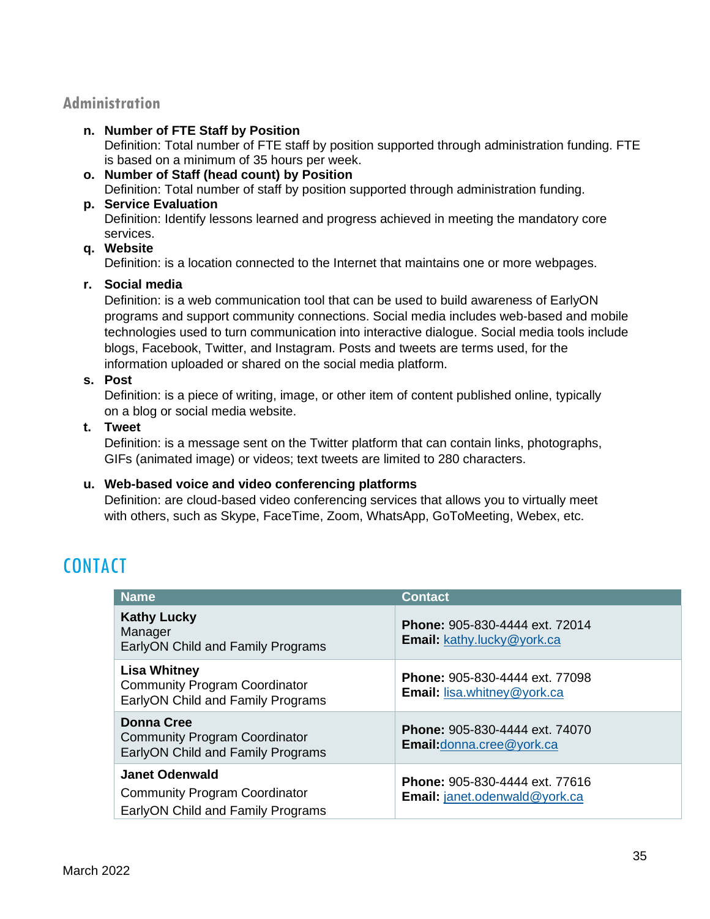### Administration

n. **Number of FTE Staff by Position**
   Definition: Total number of FTE staff by position supported through administration funding. FTE is based on a minimum of 35 hours per week.
o. **Number of Staff (head count) by Position**
   Definition: Total number of staff by position supported through administration funding.
p. **Service Evaluation**
   Definition: Identify lessons learned and progress achieved in meeting the mandatory core services.
q. **Website**
   Definition: is a location connected to the Internet that maintains one or more webpages.
r. **Social media**
   Definition: is a web communication tool that can be used to build awareness of EarlyON programs and support community connections. Social media includes web-based and mobile technologies used to turn communication into interactive dialogue. Social media tools include blogs, Facebook, Twitter, and Instagram. Posts and tweets are terms used, for the information uploaded or shared on the social media platform.
s. **Post**
   Definition: is a piece of writing, image, or other item of content published online, typically on a blog or social media website.
t. **Tweet**
   Definition: is a message sent on the Twitter platform that can contain links, photographs, GIFs (animated image) or videos; text tweets are limited to 280 characters.
u. **Web-based voice and video conferencing platforms**
   Definition: are cloud-based video conferencing services that allows you to virtually meet with others, such as Skype, FaceTime, Zoom, WhatsApp, GoToMeeting, Webex, etc.

## CONTACT

| Name | Contact |
|---|---|
| **Kathy Lucky**<br>Manager<br>EarlyON Child and Family Programs | **Phone:** 905-830-4444 ext. 72014<br>**Email:** kathy.lucky@york.ca |
| **Lisa Whitney**<br>Community Program Coordinator<br>EarlyON Child and Family Programs | **Phone:** 905-830-4444 ext. 77098<br>**Email:** lisa.whitney@york.ca |
| **Donna Cree**<br>Community Program Coordinator<br>EarlyON Child and Family Programs | **Phone:** 905-830-4444 ext. 74070<br>**Email:**donna.cree@york.ca |
| **Janet Odenwald**<br>Community Program Coordinator<br>EarlyON Child and Family Programs | **Phone:** 905-830-4444 ext. 77616<br>**Email:** janet.odenwald@york.ca |

March 2022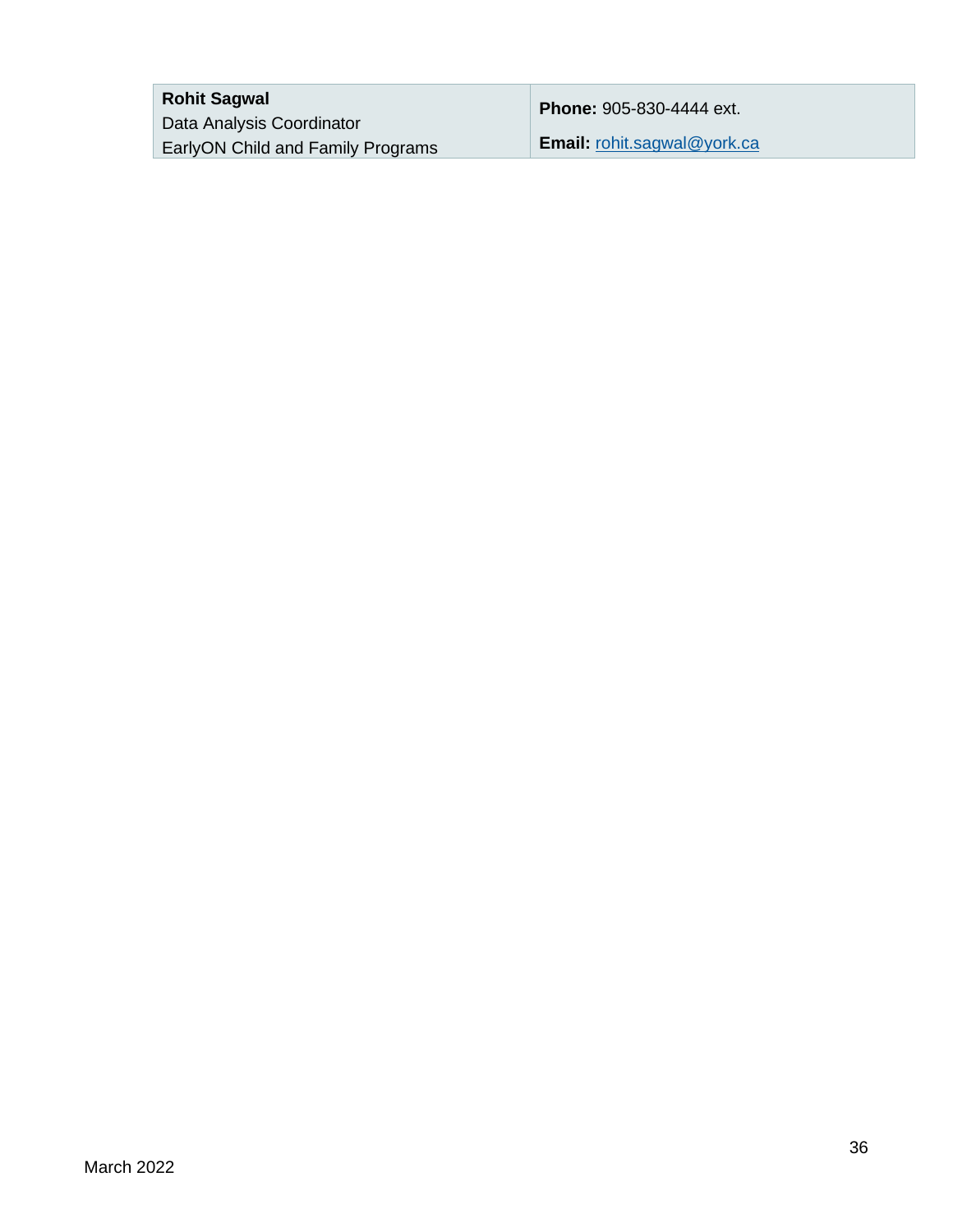| | |
|---|---|
| **Rohit Sagwal**<br>Data Analysis Coordinator<br>EarlyON Child and Family Programs | **Phone:** 905-830-4444 ext.<br><br>**Email:** rohit.sagwal@york.ca |

March 2022